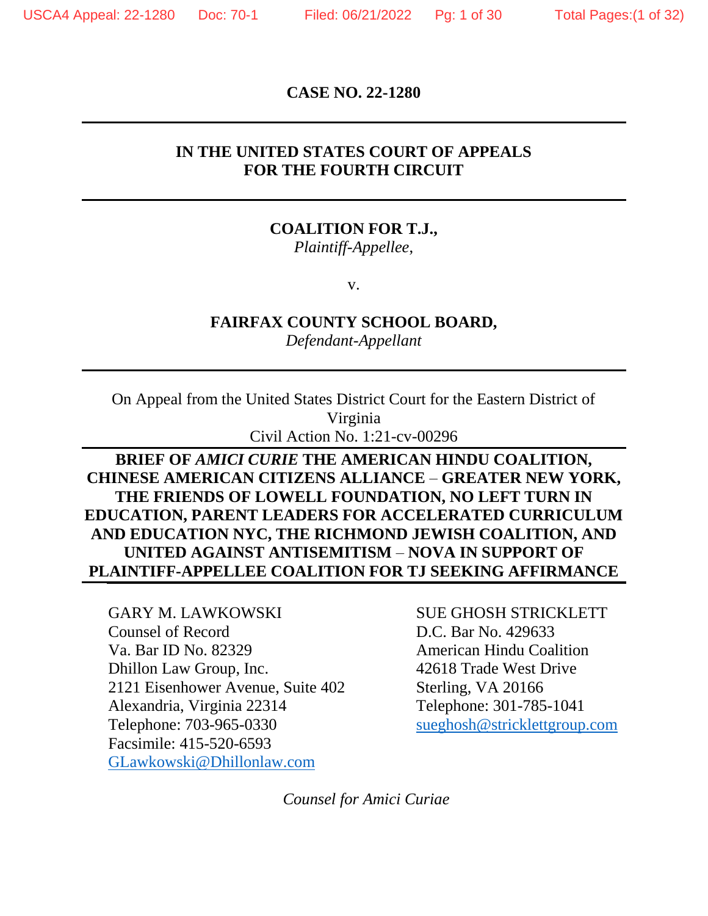**CASE NO. 22-1280**

---

**IN THE UNITED STATES COURT OF APPEALS**
**FOR THE FOURTH CIRCUIT**

---

**COALITION FOR T.J.,**
*Plaintiff-Appellee,*

v.

**FAIRFAX COUNTY SCHOOL BOARD,**
*Defendant-Appellant*

---

On Appeal from the United States District Court for the Eastern District of Virginia
Civil Action No. 1:21-cv-00296

---

**BRIEF OF *AMICI CURIE* THE AMERICAN HINDU COALITION, CHINESE AMERICAN CITIZENS ALLIANCE – GREATER NEW YORK, THE FRIENDS OF LOWELL FOUNDATION, NO LEFT TURN IN EDUCATION, PARENT LEADERS FOR ACCELERATED CURRICULUM AND EDUCATION NYC, THE RICHMOND JEWISH COALITION, AND UNITED AGAINST ANTISEMITISM – NOVA IN SUPPORT OF PLAINTIFF-APPELLEE COALITION FOR TJ SEEKING AFFIRMANCE**

---

GARY M. LAWKOWSKI
Counsel of Record
Va. Bar ID No. 82329
Dhillon Law Group, Inc.
2121 Eisenhower Avenue, Suite 402
Alexandria, Virginia 22314
Telephone: 703-965-0330
Facsimile: 415-520-6593
GLawkowski@Dhillonlaw.com

SUE GHOSH STRICKLETT
D.C. Bar No. 429633
American Hindu Coalition
42618 Trade West Drive
Sterling, VA 20166
Telephone: 301-785-1041
sueghosh@stricklettgroup.com

*Counsel for Amici Curiae*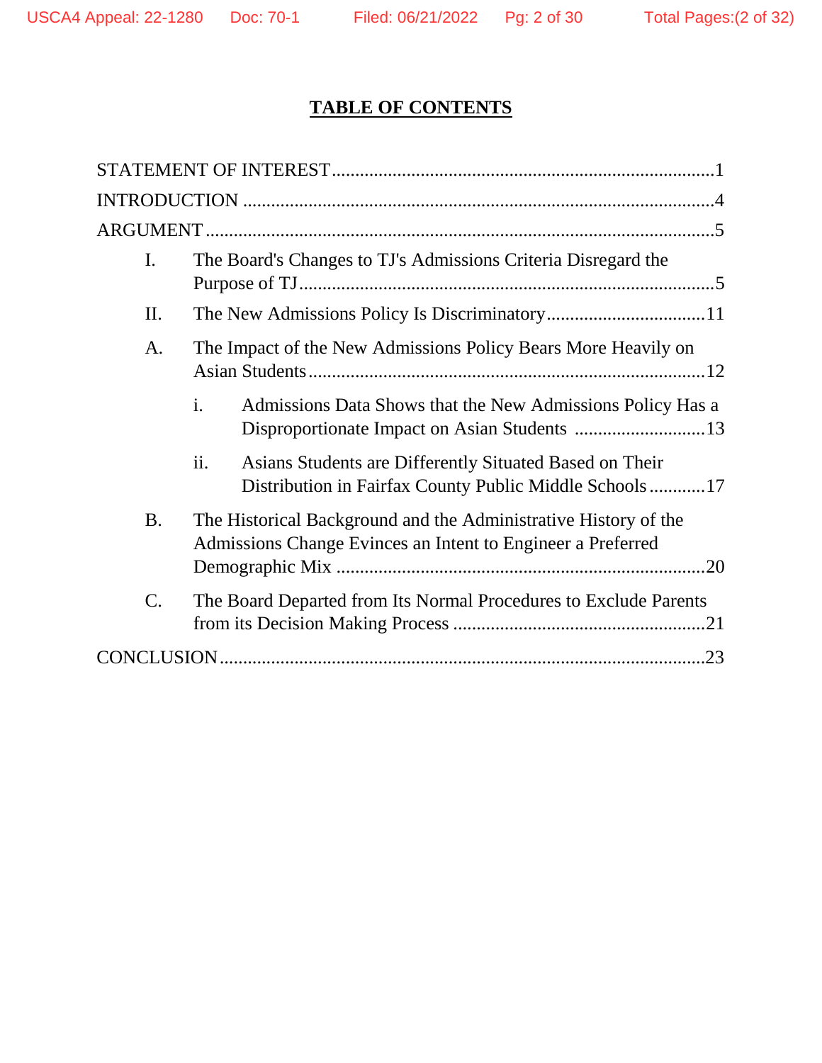## TABLE OF CONTENTS

STATEMENT OF INTEREST ..... 1

INTRODUCTION ..... 4

ARGUMENT ..... 5

I. The Board's Changes to TJ's Admissions Criteria Disregard the Purpose of TJ ..... 5

II. The New Admissions Policy Is Discriminatory ..... 11

A. The Impact of the New Admissions Policy Bears More Heavily on Asian Students ..... 12

i. Admissions Data Shows that the New Admissions Policy Has a Disproportionate Impact on Asian Students ..... 13

ii. Asians Students are Differently Situated Based on Their Distribution in Fairfax County Public Middle Schools ..... 17

B. The Historical Background and the Administrative History of the Admissions Change Evinces an Intent to Engineer a Preferred Demographic Mix ..... 20

C. The Board Departed from Its Normal Procedures to Exclude Parents from its Decision Making Process ..... 21

CONCLUSION ..... 23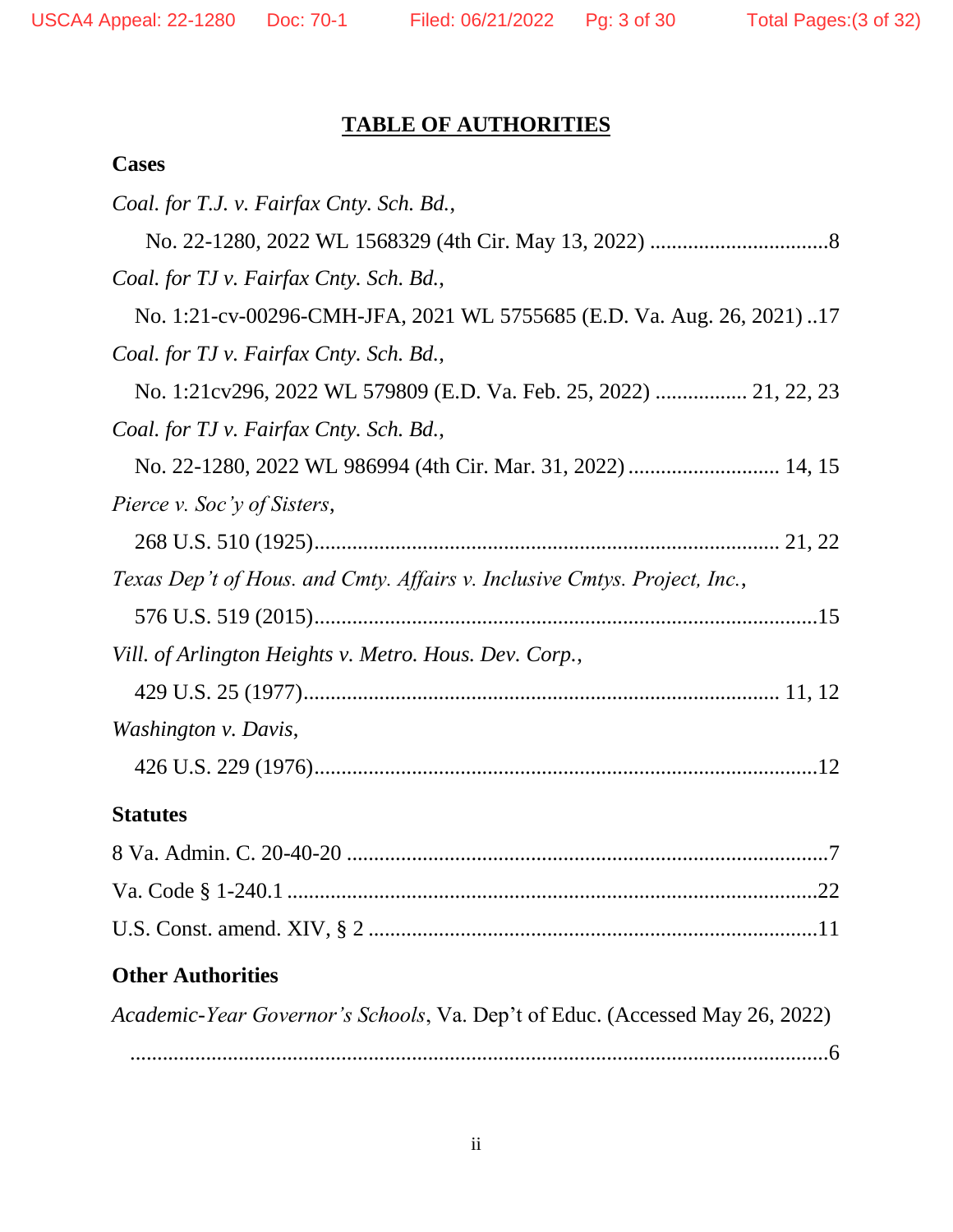# TABLE OF AUTHORITIES

## Cases

*Coal. for T.J. v. Fairfax Cnty. Sch. Bd.*,
No. 22-1280, 2022 WL 1568329 (4th Cir. May 13, 2022) ................................8

*Coal. for TJ v. Fairfax Cnty. Sch. Bd.*,
No. 1:21-cv-00296-CMH-JFA, 2021 WL 5755685 (E.D. Va. Aug. 26, 2021) ..17

*Coal. for TJ v. Fairfax Cnty. Sch. Bd.*,
No. 1:21cv296, 2022 WL 579809 (E.D. Va. Feb. 25, 2022) ................ 21, 22, 23

*Coal. for TJ v. Fairfax Cnty. Sch. Bd.*,
No. 22-1280, 2022 WL 986994 (4th Cir. Mar. 31, 2022) ........................... 14, 15

*Pierce v. Soc'y of Sisters*,
268 U.S. 510 (1925)..................................................................................... 21, 22

*Texas Dep't of Hous. and Cmty. Affairs v. Inclusive Cmtys. Project, Inc.*,
576 U.S. 519 (2015).............................................................................................15

*Vill. of Arlington Heights v. Metro. Hous. Dev. Corp.*,
429 U.S. 25 (1977)....................................................................................... 11, 12

*Washington v. Davis*,
426 U.S. 229 (1976).............................................................................................12

## Statutes

8 Va. Admin. C. 20-40-20 ........................................................................................7

Va. Code § 1-240.1 ..................................................................................................22

U.S. Const. amend. XIV, § 2 ..................................................................................11

## Other Authorities

*Academic-Year Governor's Schools*, Va. Dep't of Educ. (Accessed May 26, 2022)
.................................................................................................................................6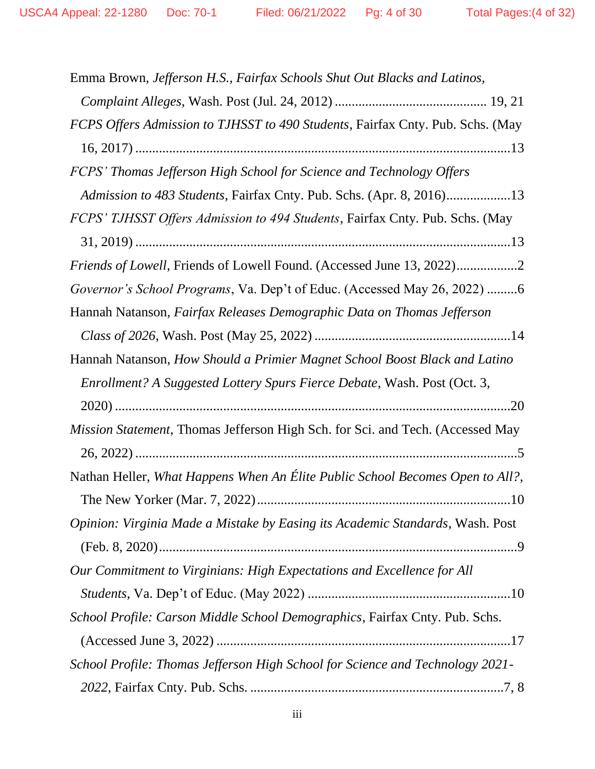Emma Brown, *Jefferson H.S., Fairfax Schools Shut Out Blacks and Latinos, Complaint Alleges*, Wash. Post (Jul. 24, 2012) ............................................ 19, 21

*FCPS Offers Admission to TJHSST to 490 Students*, Fairfax Cnty. Pub. Schs. (May 16, 2017) ..............................................................................................................13

*FCPS' Thomas Jefferson High School for Science and Technology Offers Admission to 483 Students*, Fairfax Cnty. Pub. Schs. (Apr. 8, 2016)...................13

*FCPS' TJHSST Offers Admission to 494 Students*, Fairfax Cnty. Pub. Schs. (May 31, 2019) ..............................................................................................................13

*Friends of Lowell*, Friends of Lowell Found. (Accessed June 13, 2022)..................2

*Governor's School Programs*, Va. Dep't of Educ. (Accessed May 26, 2022) .........6

Hannah Natanson, *Fairfax Releases Demographic Data on Thomas Jefferson Class of 2026*, Wash. Post (May 25, 2022) ..........................................................14

Hannah Natanson, *How Should a Primier Magnet School Boost Black and Latino Enrollment? A Suggested Lottery Spurs Fierce Debate*, Wash. Post (Oct. 3, 2020) ......................................................................................................................20

*Mission Statement*, Thomas Jefferson High Sch. for Sci. and Tech. (Accessed May 26, 2022) ................................................................................................................5

Nathan Heller, *What Happens When An Élite Public School Becomes Open to All?*, The New Yorker (Mar. 7, 2022)..........................................................................10

*Opinion: Virginia Made a Mistake by Easing its Academic Standards*, Wash. Post (Feb. 8, 2020).........................................................................................................9

*Our Commitment to Virginians: High Expectations and Excellence for All Students*, Va. Dep't of Educ. (May 2022) ...........................................................10

*School Profile: Carson Middle School Demographics*, Fairfax Cnty. Pub. Schs. (Accessed June 3, 2022) ......................................................................................17

*School Profile: Thomas Jefferson High School for Science and Technology 2021-2022*, Fairfax Cnty. Pub. Schs. ............................................................................7, 8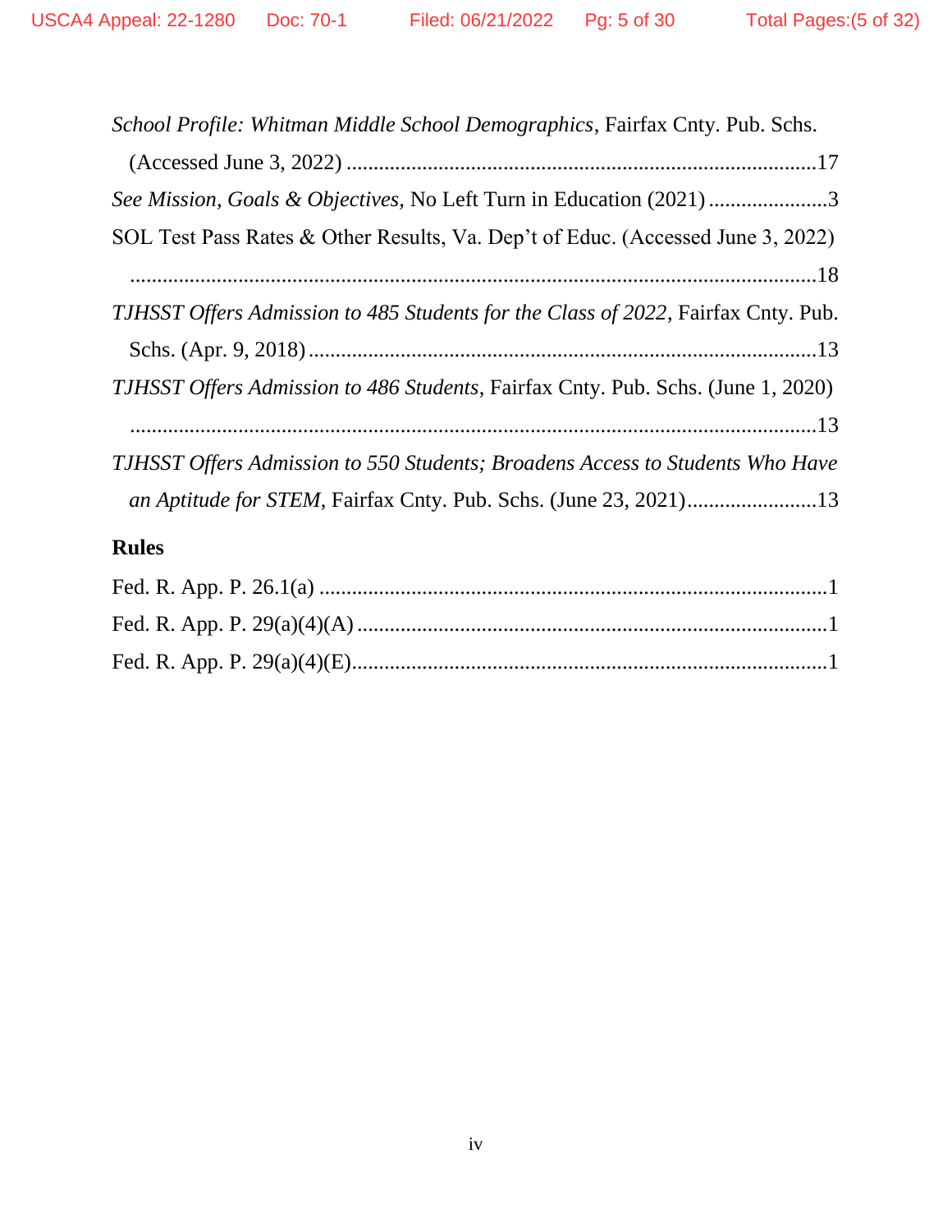*School Profile: Whitman Middle School Demographics*, Fairfax Cnty. Pub. Schs. (Accessed June 3, 2022) ....................................................................................17

*See Mission, Goals & Objectives*, No Left Turn in Education (2021) ......................3

SOL Test Pass Rates & Other Results, Va. Dep't of Educ. (Accessed June 3, 2022) ....................................................................................................................18

*TJHSST Offers Admission to 485 Students for the Class of 2022*, Fairfax Cnty. Pub. Schs. (Apr. 9, 2018) ...........................................................................................13

*TJHSST Offers Admission to 486 Students*, Fairfax Cnty. Pub. Schs. (June 1, 2020) ....................................................................................................................13

*TJHSST Offers Admission to 550 Students; Broadens Access to Students Who Have an Aptitude for STEM*, Fairfax Cnty. Pub. Schs. (June 23, 2021)........................13

## Rules

Fed. R. App. P. 26.1(a) ............................................................................................1

Fed. R. App. P. 29(a)(4)(A) ......................................................................................1

Fed. R. App. P. 29(a)(4)(E).......................................................................................1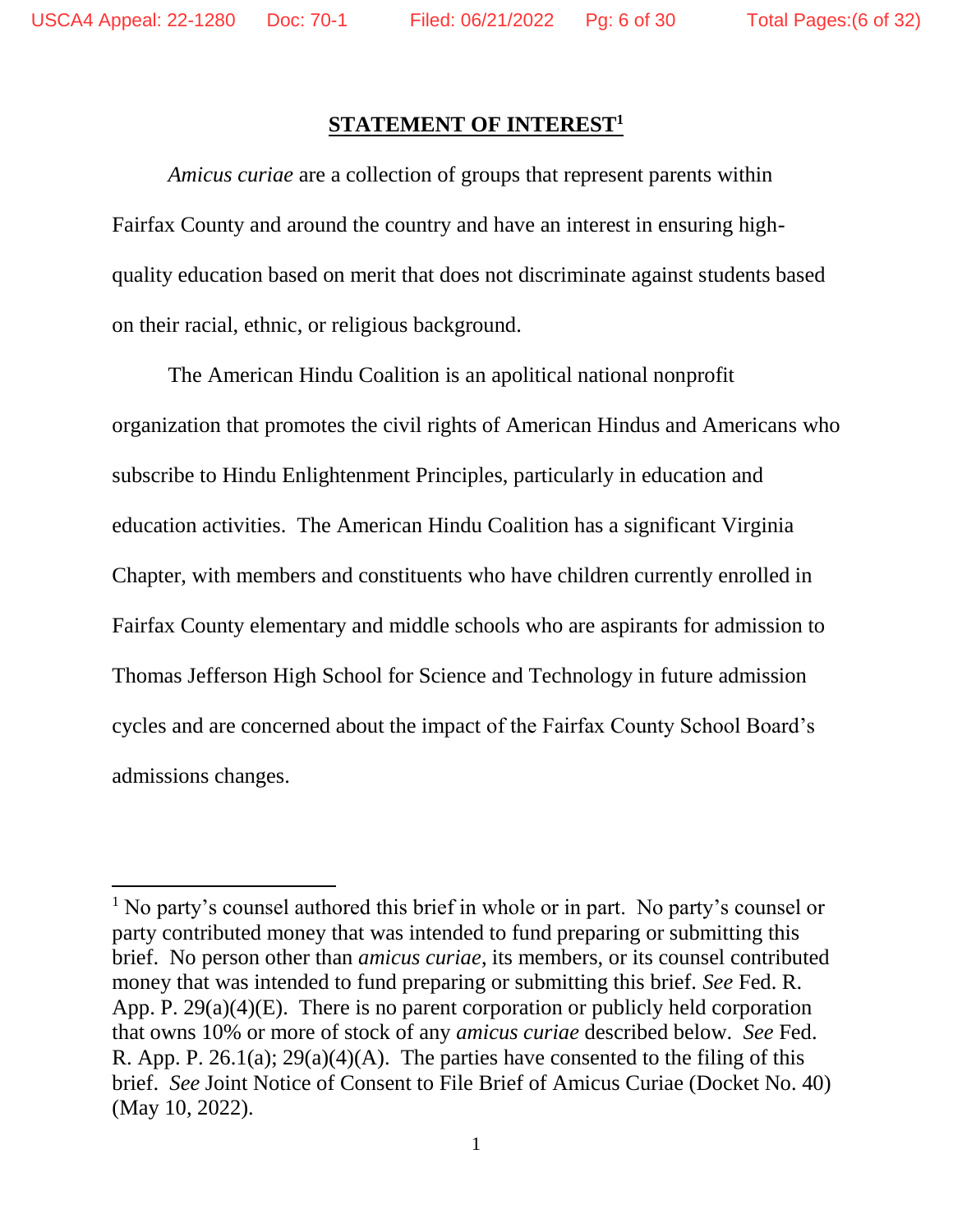## STATEMENT OF INTEREST[1]

*Amicus curiae* are a collection of groups that represent parents within Fairfax County and around the country and have an interest in ensuring high-quality education based on merit that does not discriminate against students based on their racial, ethnic, or religious background.

The American Hindu Coalition is an apolitical national nonprofit organization that promotes the civil rights of American Hindus and Americans who subscribe to Hindu Enlightenment Principles, particularly in education and education activities. The American Hindu Coalition has a significant Virginia Chapter, with members and constituents who have children currently enrolled in Fairfax County elementary and middle schools who are aspirants for admission to Thomas Jefferson High School for Science and Technology in future admission cycles and are concerned about the impact of the Fairfax County School Board's admissions changes.

---

[1] No party's counsel authored this brief in whole or in part. No party's counsel or party contributed money that was intended to fund preparing or submitting this brief. No person other than *amicus curiae*, its members, or its counsel contributed money that was intended to fund preparing or submitting this brief. *See* Fed. R. App. P. 29(a)(4)(E). There is no parent corporation or publicly held corporation that owns 10% or more of stock of any *amicus curiae* described below. *See* Fed. R. App. P. 26.1(a); 29(a)(4)(A). The parties have consented to the filing of this brief. *See* Joint Notice of Consent to File Brief of Amicus Curiae (Docket No. 40) (May 10, 2022).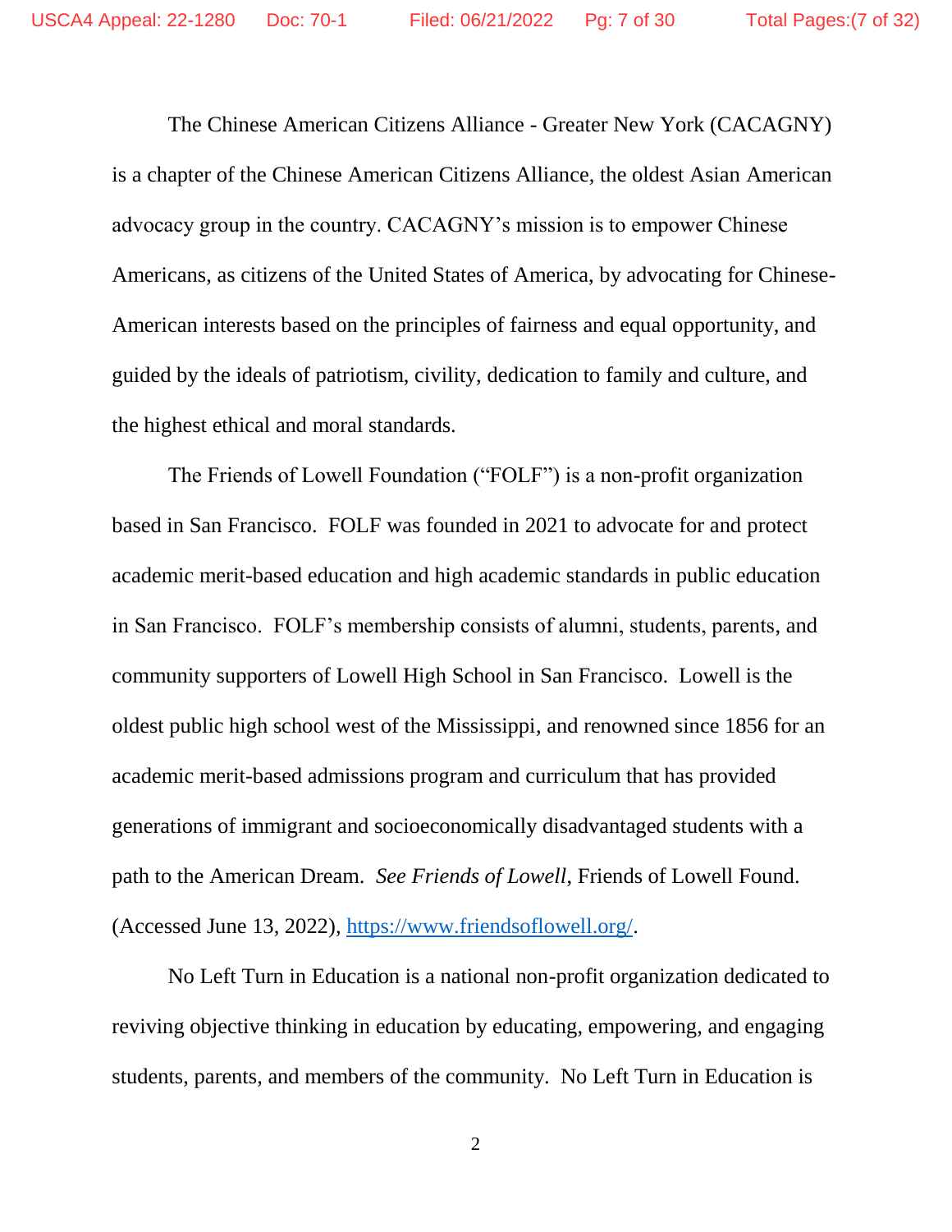The Chinese American Citizens Alliance - Greater New York (CACAGNY) is a chapter of the Chinese American Citizens Alliance, the oldest Asian American advocacy group in the country. CACAGNY's mission is to empower Chinese Americans, as citizens of the United States of America, by advocating for Chinese-American interests based on the principles of fairness and equal opportunity, and guided by the ideals of patriotism, civility, dedication to family and culture, and the highest ethical and moral standards.

The Friends of Lowell Foundation ("FOLF") is a non-profit organization based in San Francisco. FOLF was founded in 2021 to advocate for and protect academic merit-based education and high academic standards in public education in San Francisco. FOLF's membership consists of alumni, students, parents, and community supporters of Lowell High School in San Francisco. Lowell is the oldest public high school west of the Mississippi, and renowned since 1856 for an academic merit-based admissions program and curriculum that has provided generations of immigrant and socioeconomically disadvantaged students with a path to the American Dream. *See Friends of Lowell*, Friends of Lowell Found. (Accessed June 13, 2022), https://www.friendsoflowell.org/.

No Left Turn in Education is a national non-profit organization dedicated to reviving objective thinking in education by educating, empowering, and engaging students, parents, and members of the community. No Left Turn in Education is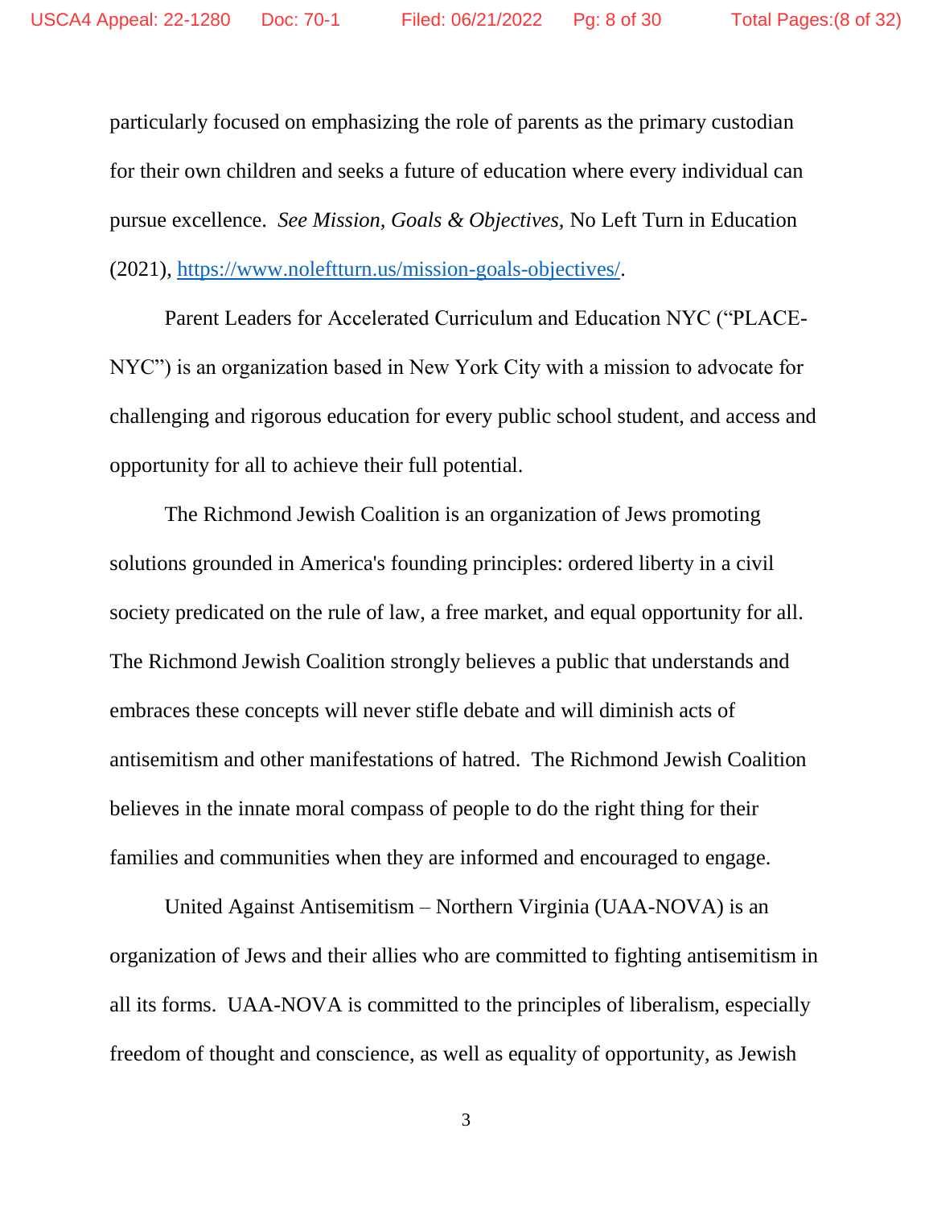particularly focused on emphasizing the role of parents as the primary custodian for their own children and seeks a future of education where every individual can pursue excellence. *See Mission, Goals & Objectives,* No Left Turn in Education (2021), https://www.noleftturn.us/mission-goals-objectives/.

Parent Leaders for Accelerated Curriculum and Education NYC ("PLACE-NYC") is an organization based in New York City with a mission to advocate for challenging and rigorous education for every public school student, and access and opportunity for all to achieve their full potential.

The Richmond Jewish Coalition is an organization of Jews promoting solutions grounded in America's founding principles: ordered liberty in a civil society predicated on the rule of law, a free market, and equal opportunity for all. The Richmond Jewish Coalition strongly believes a public that understands and embraces these concepts will never stifle debate and will diminish acts of antisemitism and other manifestations of hatred. The Richmond Jewish Coalition believes in the innate moral compass of people to do the right thing for their families and communities when they are informed and encouraged to engage.

United Against Antisemitism – Northern Virginia (UAA-NOVA) is an organization of Jews and their allies who are committed to fighting antisemitism in all its forms. UAA-NOVA is committed to the principles of liberalism, especially freedom of thought and conscience, as well as equality of opportunity, as Jewish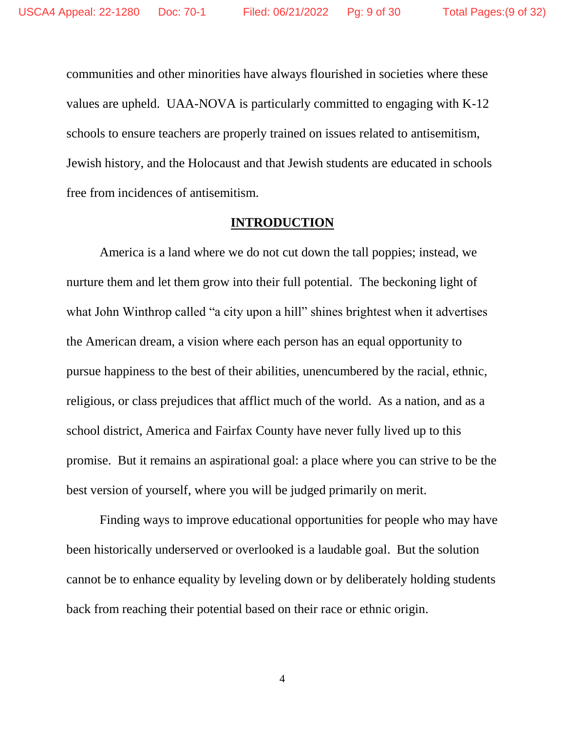communities and other minorities have always flourished in societies where these values are upheld. UAA-NOVA is particularly committed to engaging with K-12 schools to ensure teachers are properly trained on issues related to antisemitism, Jewish history, and the Holocaust and that Jewish students are educated in schools free from incidences of antisemitism.

## INTRODUCTION

America is a land where we do not cut down the tall poppies; instead, we nurture them and let them grow into their full potential. The beckoning light of what John Winthrop called "a city upon a hill" shines brightest when it advertises the American dream, a vision where each person has an equal opportunity to pursue happiness to the best of their abilities, unencumbered by the racial, ethnic, religious, or class prejudices that afflict much of the world. As a nation, and as a school district, America and Fairfax County have never fully lived up to this promise. But it remains an aspirational goal: a place where you can strive to be the best version of yourself, where you will be judged primarily on merit.

Finding ways to improve educational opportunities for people who may have been historically underserved or overlooked is a laudable goal. But the solution cannot be to enhance equality by leveling down or by deliberately holding students back from reaching their potential based on their race or ethnic origin.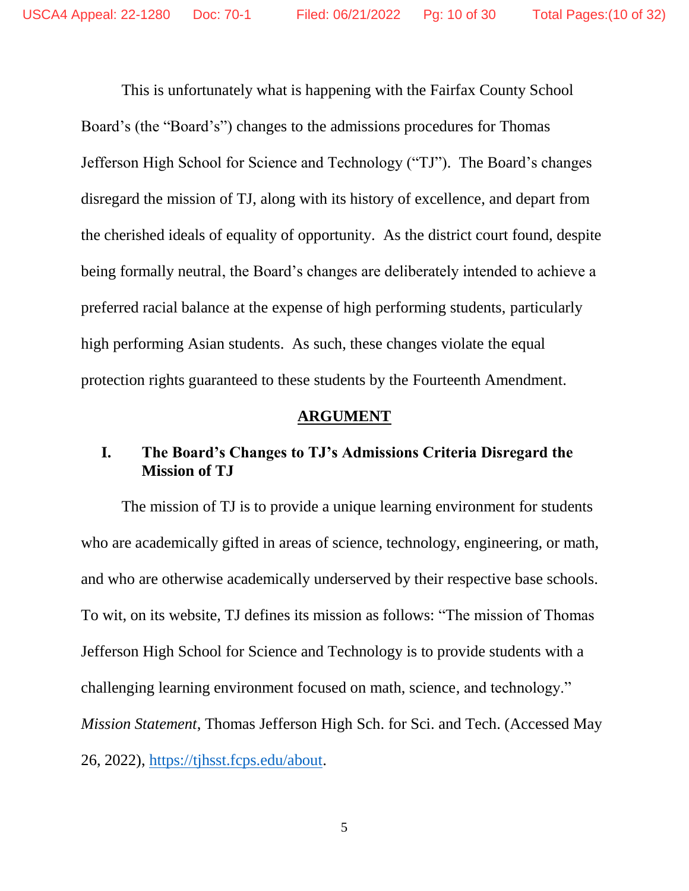This is unfortunately what is happening with the Fairfax County School Board's (the "Board's") changes to the admissions procedures for Thomas Jefferson High School for Science and Technology ("TJ"). The Board's changes disregard the mission of TJ, along with its history of excellence, and depart from the cherished ideals of equality of opportunity. As the district court found, despite being formally neutral, the Board's changes are deliberately intended to achieve a preferred racial balance at the expense of high performing students, particularly high performing Asian students. As such, these changes violate the equal protection rights guaranteed to these students by the Fourteenth Amendment.

## ARGUMENT

### I. The Board's Changes to TJ's Admissions Criteria Disregard the Mission of TJ

The mission of TJ is to provide a unique learning environment for students who are academically gifted in areas of science, technology, engineering, or math, and who are otherwise academically underserved by their respective base schools. To wit, on its website, TJ defines its mission as follows: "The mission of Thomas Jefferson High School for Science and Technology is to provide students with a challenging learning environment focused on math, science, and technology." *Mission Statement*, Thomas Jefferson High Sch. for Sci. and Tech. (Accessed May 26, 2022), https://tjhsst.fcps.edu/about.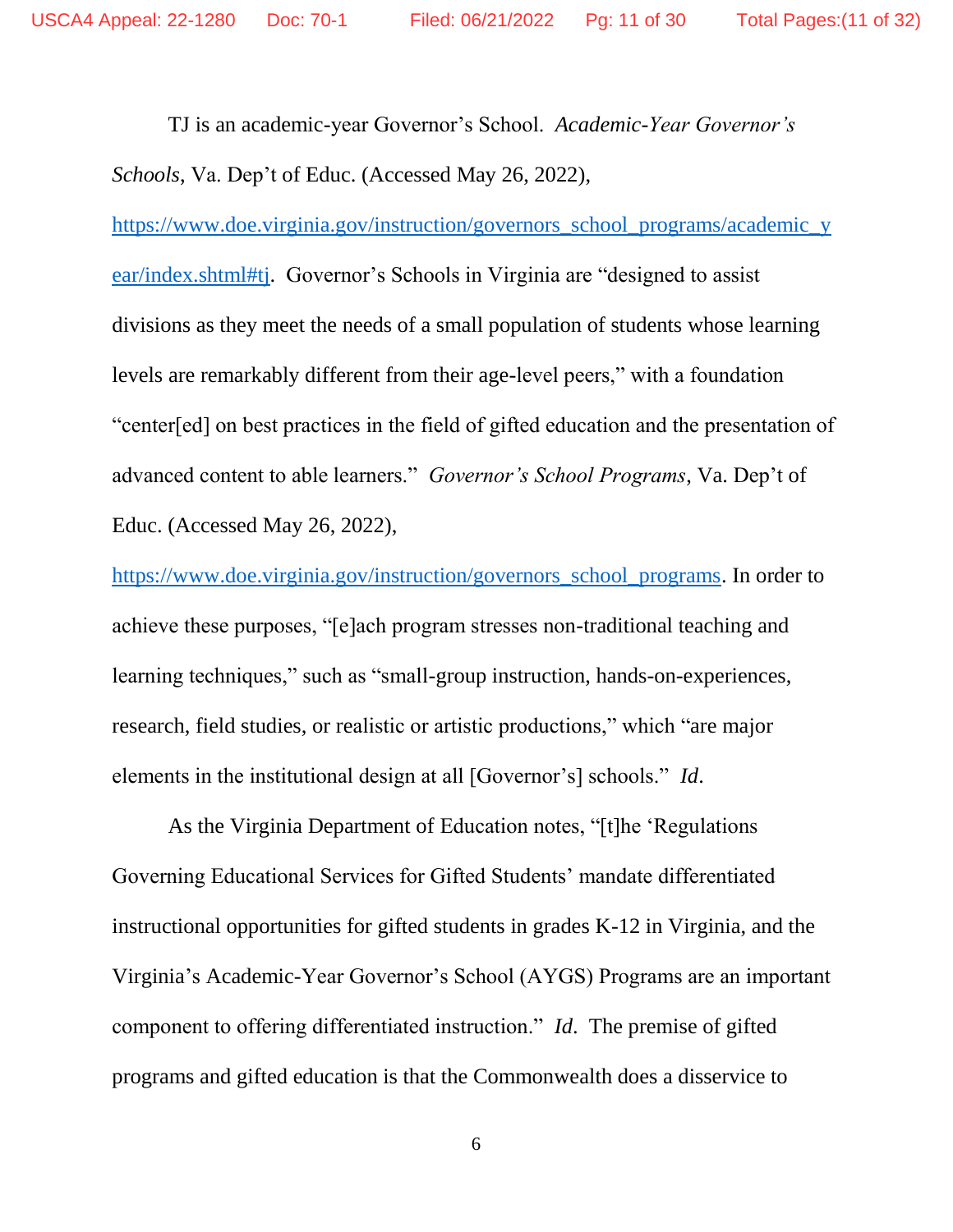TJ is an academic-year Governor's School. *Academic-Year Governor's Schools*, Va. Dep't of Educ. (Accessed May 26, 2022), [https://www.doe.virginia.gov/instruction/governors_school_programs/academic_year/index.shtml#tj](https://www.doe.virginia.gov/instruction/governors_school_programs/academic_year/index.shtml#tj). Governor's Schools in Virginia are "designed to assist divisions as they meet the needs of a small population of students whose learning levels are remarkably different from their age-level peers," with a foundation "center[ed] on best practices in the field of gifted education and the presentation of advanced content to able learners." *Governor's School Programs*, Va. Dep't of Educ. (Accessed May 26, 2022), [https://www.doe.virginia.gov/instruction/governors_school_programs](https://www.doe.virginia.gov/instruction/governors_school_programs). In order to achieve these purposes, "[e]ach program stresses non-traditional teaching and learning techniques," such as "small-group instruction, hands-on-experiences, research, field studies, or realistic or artistic productions," which "are major elements in the institutional design at all [Governor's] schools." *Id*.

As the Virginia Department of Education notes, "[t]he 'Regulations Governing Educational Services for Gifted Students' mandate differentiated instructional opportunities for gifted students in grades K-12 in Virginia, and the Virginia's Academic-Year Governor's School (AYGS) Programs are an important component to offering differentiated instruction." *Id*. The premise of gifted programs and gifted education is that the Commonwealth does a disservice to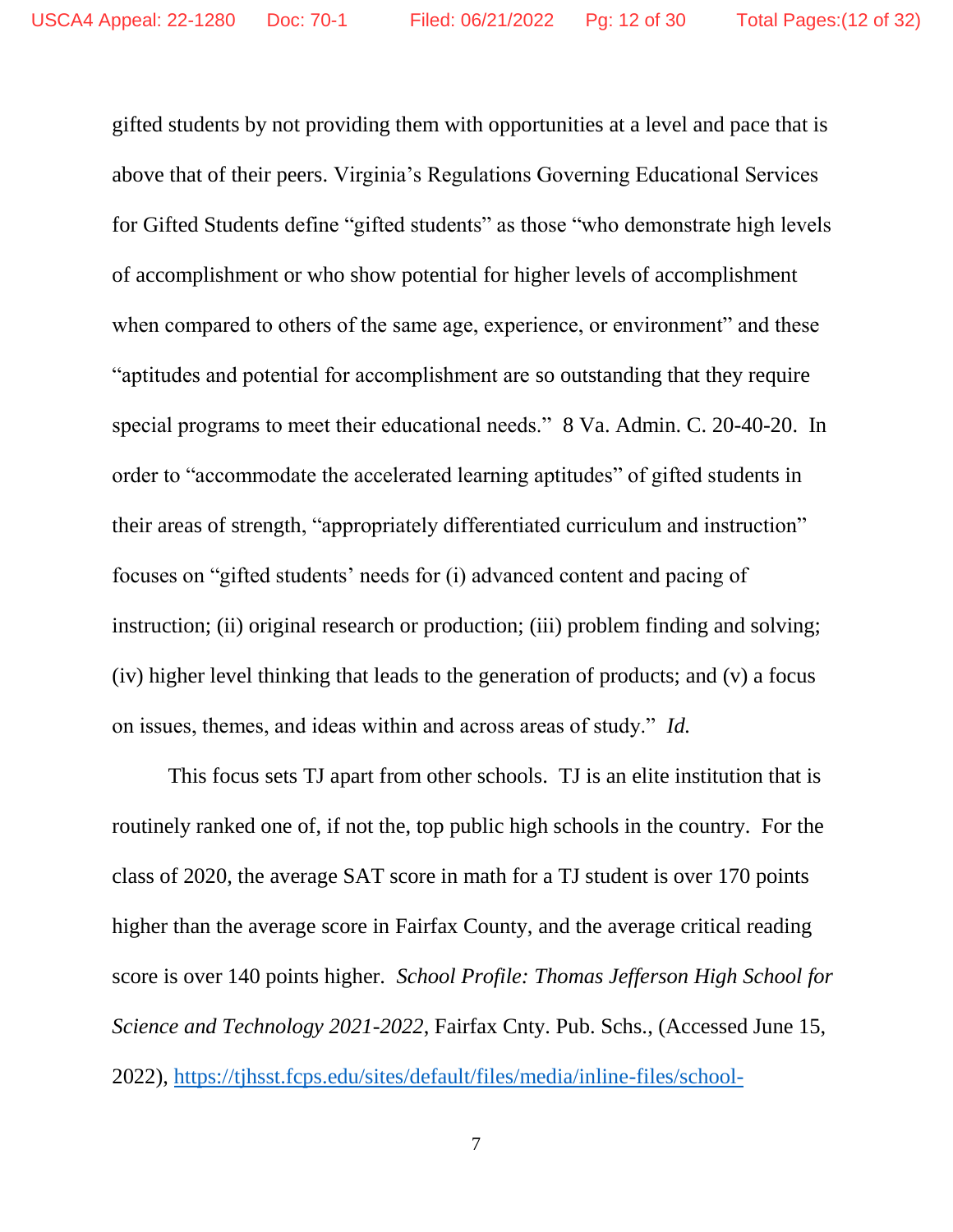gifted students by not providing them with opportunities at a level and pace that is above that of their peers. Virginia's Regulations Governing Educational Services for Gifted Students define "gifted students" as those "who demonstrate high levels of accomplishment or who show potential for higher levels of accomplishment when compared to others of the same age, experience, or environment" and these "aptitudes and potential for accomplishment are so outstanding that they require special programs to meet their educational needs." 8 Va. Admin. C. 20-40-20. In order to "accommodate the accelerated learning aptitudes" of gifted students in their areas of strength, "appropriately differentiated curriculum and instruction" focuses on "gifted students' needs for (i) advanced content and pacing of instruction; (ii) original research or production; (iii) problem finding and solving; (iv) higher level thinking that leads to the generation of products; and (v) a focus on issues, themes, and ideas within and across areas of study." *Id.*

This focus sets TJ apart from other schools. TJ is an elite institution that is routinely ranked one of, if not the, top public high schools in the country. For the class of 2020, the average SAT score in math for a TJ student is over 170 points higher than the average score in Fairfax County, and the average critical reading score is over 140 points higher. *School Profile: Thomas Jefferson High School for Science and Technology 2021-2022*, Fairfax Cnty. Pub. Schs., (Accessed June 15, 2022), https://tjhsst.fcps.edu/sites/default/files/media/inline-files/school-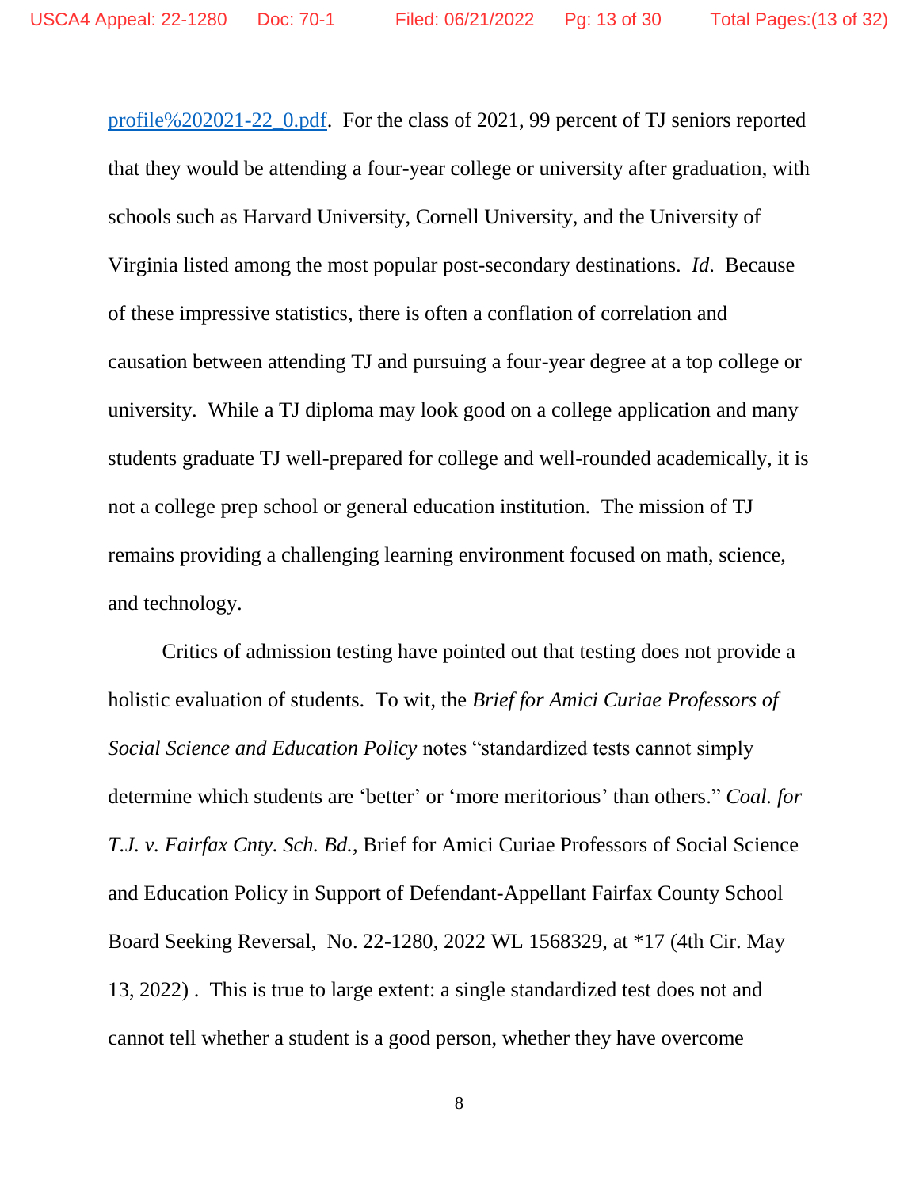profile%202021-22_0.pdf. For the class of 2021, 99 percent of TJ seniors reported that they would be attending a four-year college or university after graduation, with schools such as Harvard University, Cornell University, and the University of Virginia listed among the most popular post-secondary destinations. *Id*. Because of these impressive statistics, there is often a conflation of correlation and causation between attending TJ and pursuing a four-year degree at a top college or university. While a TJ diploma may look good on a college application and many students graduate TJ well-prepared for college and well-rounded academically, it is not a college prep school or general education institution. The mission of TJ remains providing a challenging learning environment focused on math, science, and technology.

Critics of admission testing have pointed out that testing does not provide a holistic evaluation of students. To wit, the *Brief for Amici Curiae Professors of Social Science and Education Policy* notes "standardized tests cannot simply determine which students are 'better' or 'more meritorious' than others." *Coal. for T.J. v. Fairfax Cnty. Sch. Bd.*, Brief for Amici Curiae Professors of Social Science and Education Policy in Support of Defendant-Appellant Fairfax County School Board Seeking Reversal, No. 22-1280, 2022 WL 1568329, at *17 (4th Cir. May 13, 2022) . This is true to large extent: a single standardized test does not and cannot tell whether a student is a good person, whether they have overcome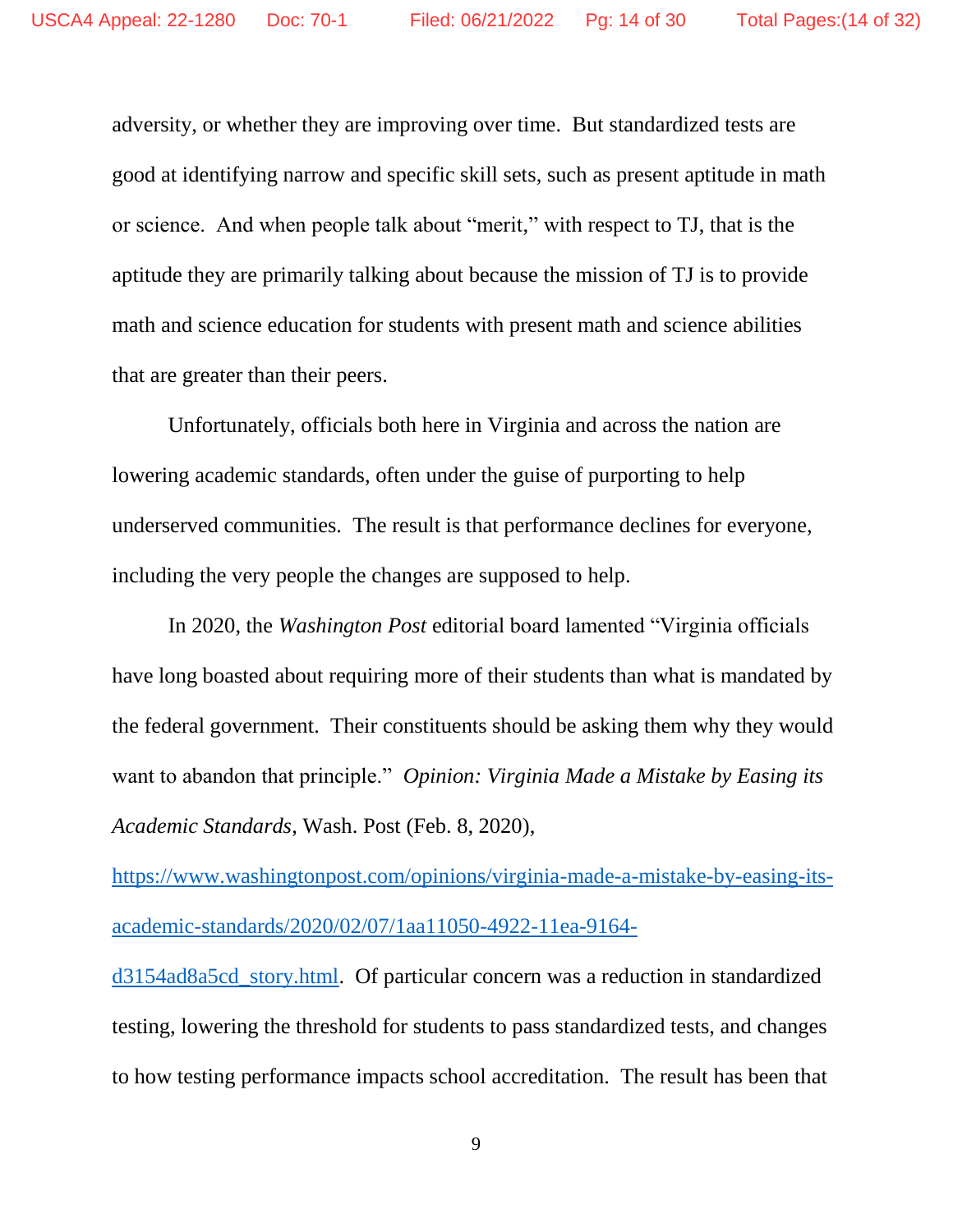adversity, or whether they are improving over time. But standardized tests are good at identifying narrow and specific skill sets, such as present aptitude in math or science. And when people talk about "merit," with respect to TJ, that is the aptitude they are primarily talking about because the mission of TJ is to provide math and science education for students with present math and science abilities that are greater than their peers.

Unfortunately, officials both here in Virginia and across the nation are lowering academic standards, often under the guise of purporting to help underserved communities. The result is that performance declines for everyone, including the very people the changes are supposed to help.

In 2020, the *Washington Post* editorial board lamented "Virginia officials have long boasted about requiring more of their students than what is mandated by the federal government. Their constituents should be asking them why they would want to abandon that principle." *Opinion: Virginia Made a Mistake by Easing its Academic Standards*, Wash. Post (Feb. 8, 2020), https://www.washingtonpost.com/opinions/virginia-made-a-mistake-by-easing-its-academic-standards/2020/02/07/1aa11050-4922-11ea-9164-d3154ad8a5cd_story.html. Of particular concern was a reduction in standardized testing, lowering the threshold for students to pass standardized tests, and changes to how testing performance impacts school accreditation. The result has been that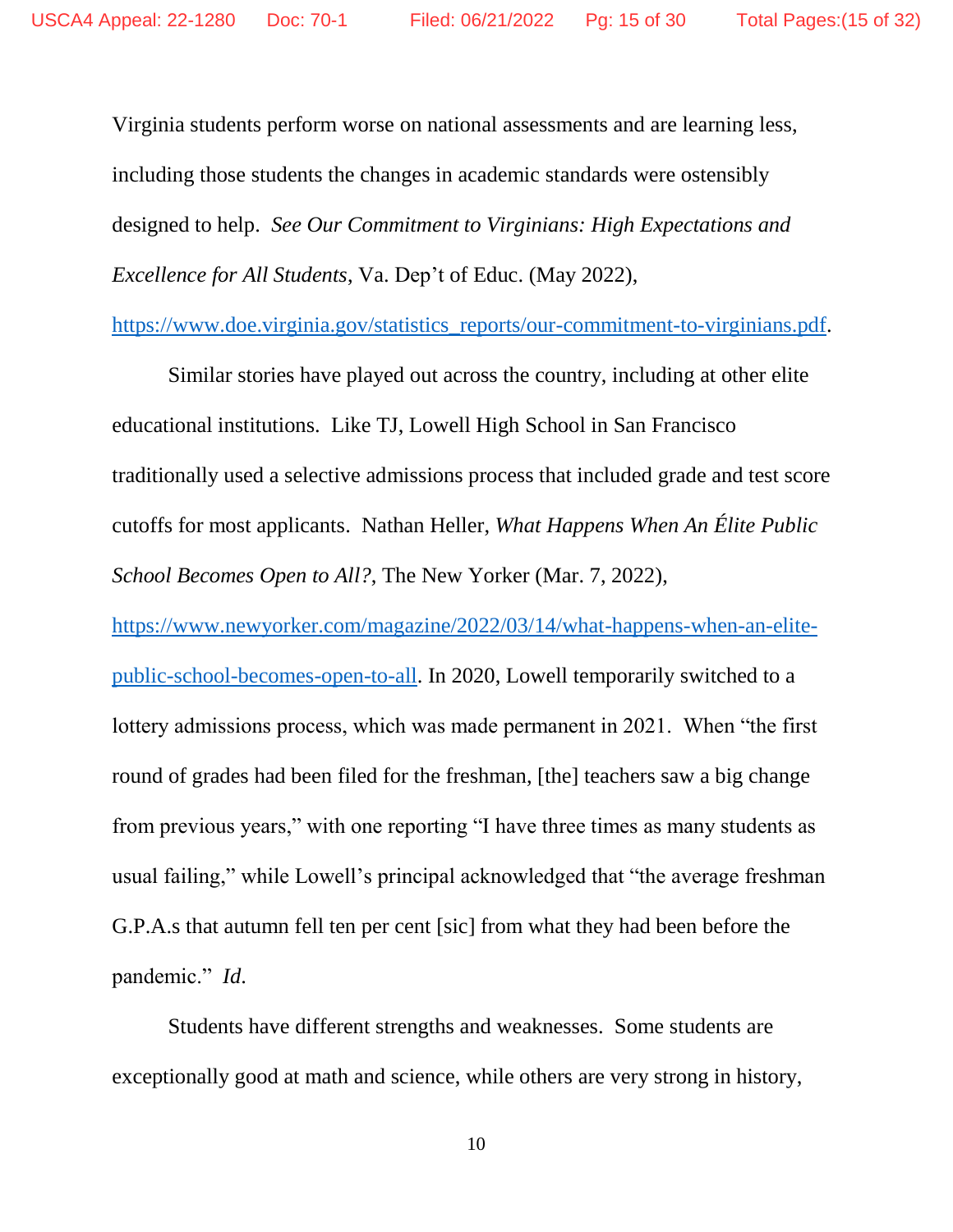Virginia students perform worse on national assessments and are learning less, including those students the changes in academic standards were ostensibly designed to help. *See Our Commitment to Virginians: High Expectations and Excellence for All Students*, Va. Dep't of Educ. (May 2022), https://www.doe.virginia.gov/statistics_reports/our-commitment-to-virginians.pdf.

Similar stories have played out across the country, including at other elite educational institutions. Like TJ, Lowell High School in San Francisco traditionally used a selective admissions process that included grade and test score cutoffs for most applicants. Nathan Heller, *What Happens When An Élite Public School Becomes Open to All?*, The New Yorker (Mar. 7, 2022), https://www.newyorker.com/magazine/2022/03/14/what-happens-when-an-elite-public-school-becomes-open-to-all. In 2020, Lowell temporarily switched to a lottery admissions process, which was made permanent in 2021. When "the first round of grades had been filed for the freshman, [the] teachers saw a big change from previous years," with one reporting "I have three times as many students as usual failing," while Lowell's principal acknowledged that "the average freshman G.P.A.s that autumn fell ten per cent [sic] from what they had been before the pandemic." *Id*.

Students have different strengths and weaknesses. Some students are exceptionally good at math and science, while others are very strong in history,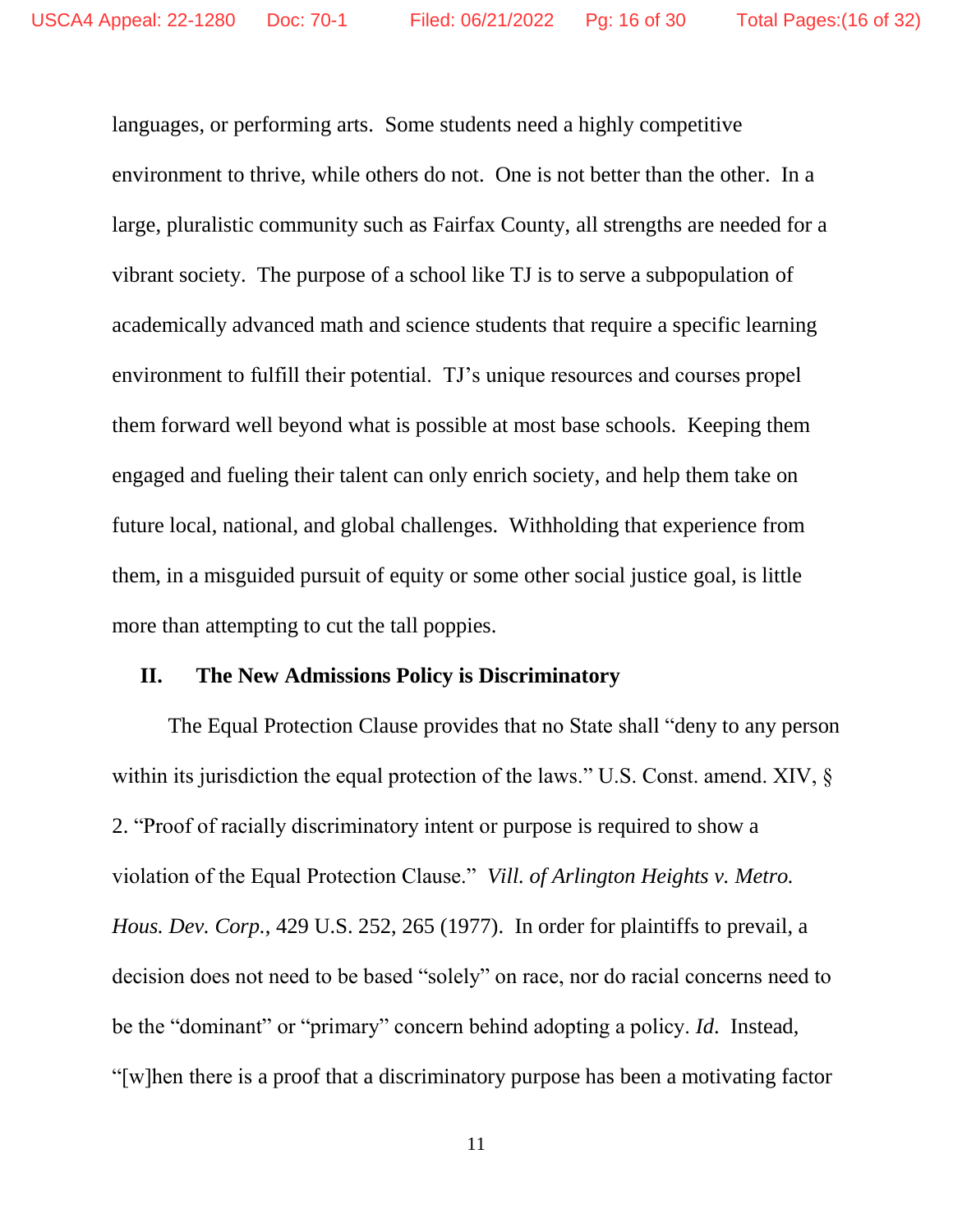languages, or performing arts. Some students need a highly competitive environment to thrive, while others do not. One is not better than the other. In a large, pluralistic community such as Fairfax County, all strengths are needed for a vibrant society. The purpose of a school like TJ is to serve a subpopulation of academically advanced math and science students that require a specific learning environment to fulfill their potential. TJ's unique resources and courses propel them forward well beyond what is possible at most base schools. Keeping them engaged and fueling their talent can only enrich society, and help them take on future local, national, and global challenges. Withholding that experience from them, in a misguided pursuit of equity or some other social justice goal, is little more than attempting to cut the tall poppies.

## II. The New Admissions Policy is Discriminatory

The Equal Protection Clause provides that no State shall "deny to any person within its jurisdiction the equal protection of the laws." U.S. Const. amend. XIV, § 2. "Proof of racially discriminatory intent or purpose is required to show a violation of the Equal Protection Clause." *Vill. of Arlington Heights v. Metro. Hous. Dev. Corp.*, 429 U.S. 252, 265 (1977). In order for plaintiffs to prevail, a decision does not need to be based "solely" on race, nor do racial concerns need to be the "dominant" or "primary" concern behind adopting a policy. *Id.* Instead, "[w]hen there is a proof that a discriminatory purpose has been a motivating factor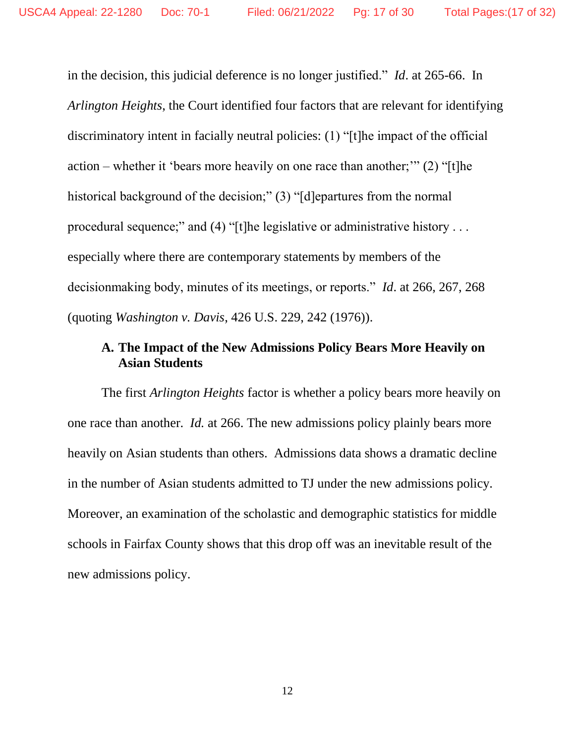in the decision, this judicial deference is no longer justified." *Id*. at 265-66. In *Arlington Heights*, the Court identified four factors that are relevant for identifying discriminatory intent in facially neutral policies: (1) "[t]he impact of the official action – whether it 'bears more heavily on one race than another;'" (2) "[t]he historical background of the decision;" (3) "[d]epartures from the normal procedural sequence;" and (4) "[t]he legislative or administrative history . . . especially where there are contemporary statements by members of the decisionmaking body, minutes of its meetings, or reports." *Id*. at 266, 267, 268 (quoting *Washington v. Davis*, 426 U.S. 229, 242 (1976)).

### A. The Impact of the New Admissions Policy Bears More Heavily on Asian Students

The first *Arlington Heights* factor is whether a policy bears more heavily on one race than another. *Id.* at 266. The new admissions policy plainly bears more heavily on Asian students than others. Admissions data shows a dramatic decline in the number of Asian students admitted to TJ under the new admissions policy. Moreover, an examination of the scholastic and demographic statistics for middle schools in Fairfax County shows that this drop off was an inevitable result of the new admissions policy.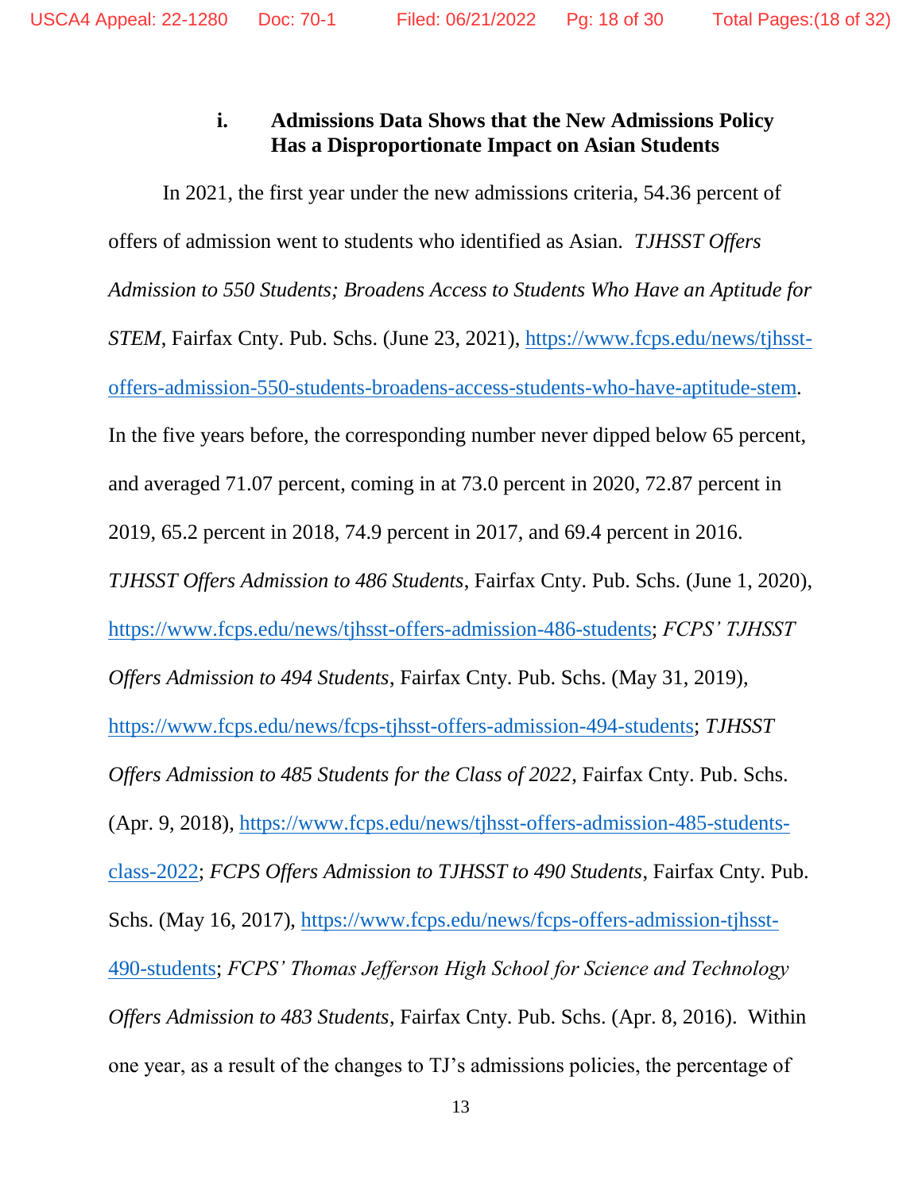### i. Admissions Data Shows that the New Admissions Policy Has a Disproportionate Impact on Asian Students

In 2021, the first year under the new admissions criteria, 54.36 percent of offers of admission went to students who identified as Asian. *TJHSST Offers Admission to 550 Students; Broadens Access to Students Who Have an Aptitude for STEM*, Fairfax Cnty. Pub. Schs. (June 23, 2021), https://www.fcps.edu/news/tjhsst-offers-admission-550-students-broadens-access-students-who-have-aptitude-stem. In the five years before, the corresponding number never dipped below 65 percent, and averaged 71.07 percent, coming in at 73.0 percent in 2020, 72.87 percent in 2019, 65.2 percent in 2018, 74.9 percent in 2017, and 69.4 percent in 2016. *TJHSST Offers Admission to 486 Students*, Fairfax Cnty. Pub. Schs. (June 1, 2020), https://www.fcps.edu/news/tjhsst-offers-admission-486-students; *FCPS' TJHSST Offers Admission to 494 Students*, Fairfax Cnty. Pub. Schs. (May 31, 2019), https://www.fcps.edu/news/fcps-tjhsst-offers-admission-494-students; *TJHSST Offers Admission to 485 Students for the Class of 2022*, Fairfax Cnty. Pub. Schs. (Apr. 9, 2018), https://www.fcps.edu/news/tjhsst-offers-admission-485-students-class-2022; *FCPS Offers Admission to TJHSST to 490 Students*, Fairfax Cnty. Pub. Schs. (May 16, 2017), https://www.fcps.edu/news/fcps-offers-admission-tjhsst-490-students; *FCPS' Thomas Jefferson High School for Science and Technology Offers Admission to 483 Students*, Fairfax Cnty. Pub. Schs. (Apr. 8, 2016). Within one year, as a result of the changes to TJ's admissions policies, the percentage of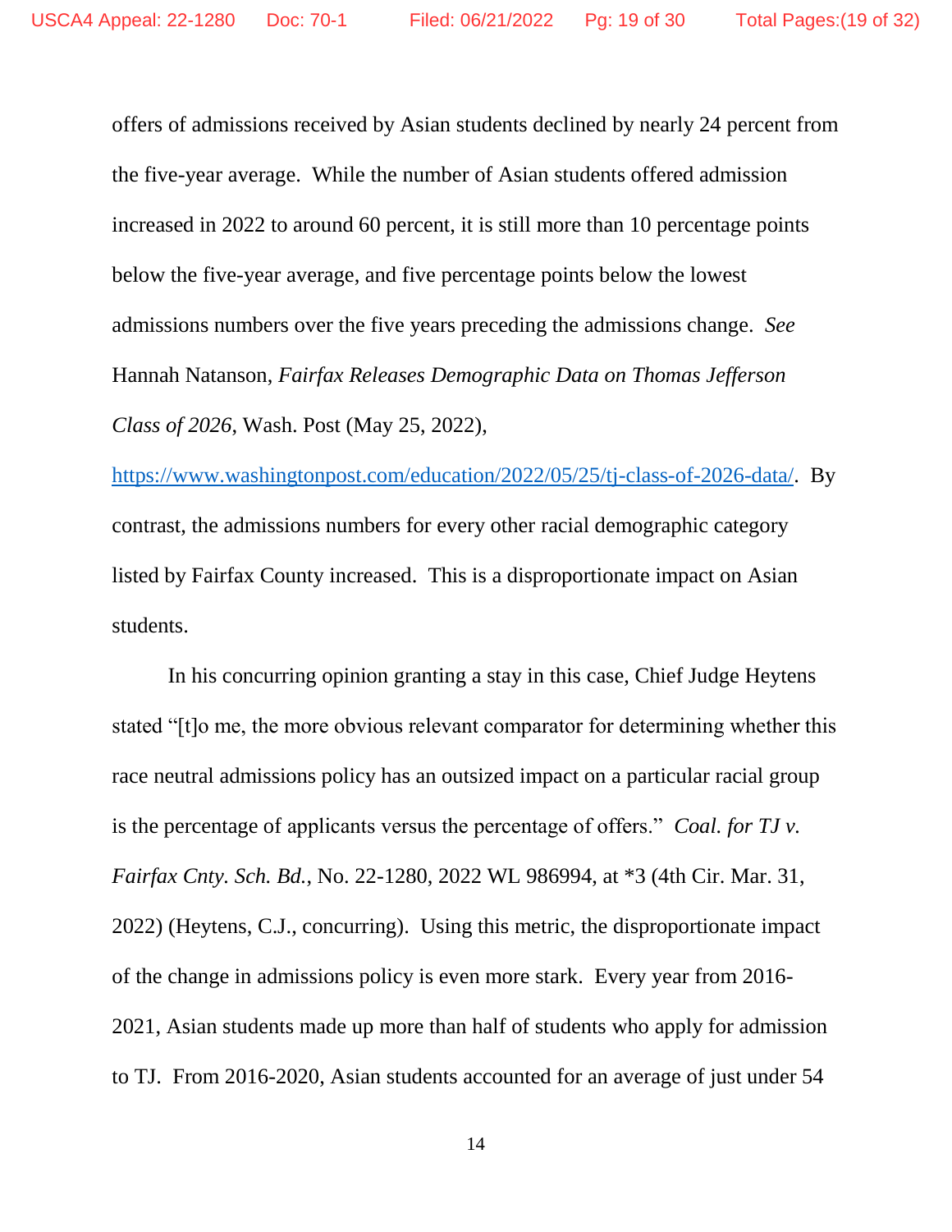offers of admissions received by Asian students declined by nearly 24 percent from the five-year average. While the number of Asian students offered admission increased in 2022 to around 60 percent, it is still more than 10 percentage points below the five-year average, and five percentage points below the lowest admissions numbers over the five years preceding the admissions change. *See* Hannah Natanson, *Fairfax Releases Demographic Data on Thomas Jefferson Class of 2026*, Wash. Post (May 25, 2022), https://www.washingtonpost.com/education/2022/05/25/tj-class-of-2026-data/. By contrast, the admissions numbers for every other racial demographic category listed by Fairfax County increased. This is a disproportionate impact on Asian students.

In his concurring opinion granting a stay in this case, Chief Judge Heytens stated "[t]o me, the more obvious relevant comparator for determining whether this race neutral admissions policy has an outsized impact on a particular racial group is the percentage of applicants versus the percentage of offers." *Coal. for TJ v. Fairfax Cnty. Sch. Bd.*, No. 22-1280, 2022 WL 986994, at *3 (4th Cir. Mar. 31, 2022) (Heytens, C.J., concurring). Using this metric, the disproportionate impact of the change in admissions policy is even more stark. Every year from 2016-2021, Asian students made up more than half of students who apply for admission to TJ. From 2016-2020, Asian students accounted for an average of just under 54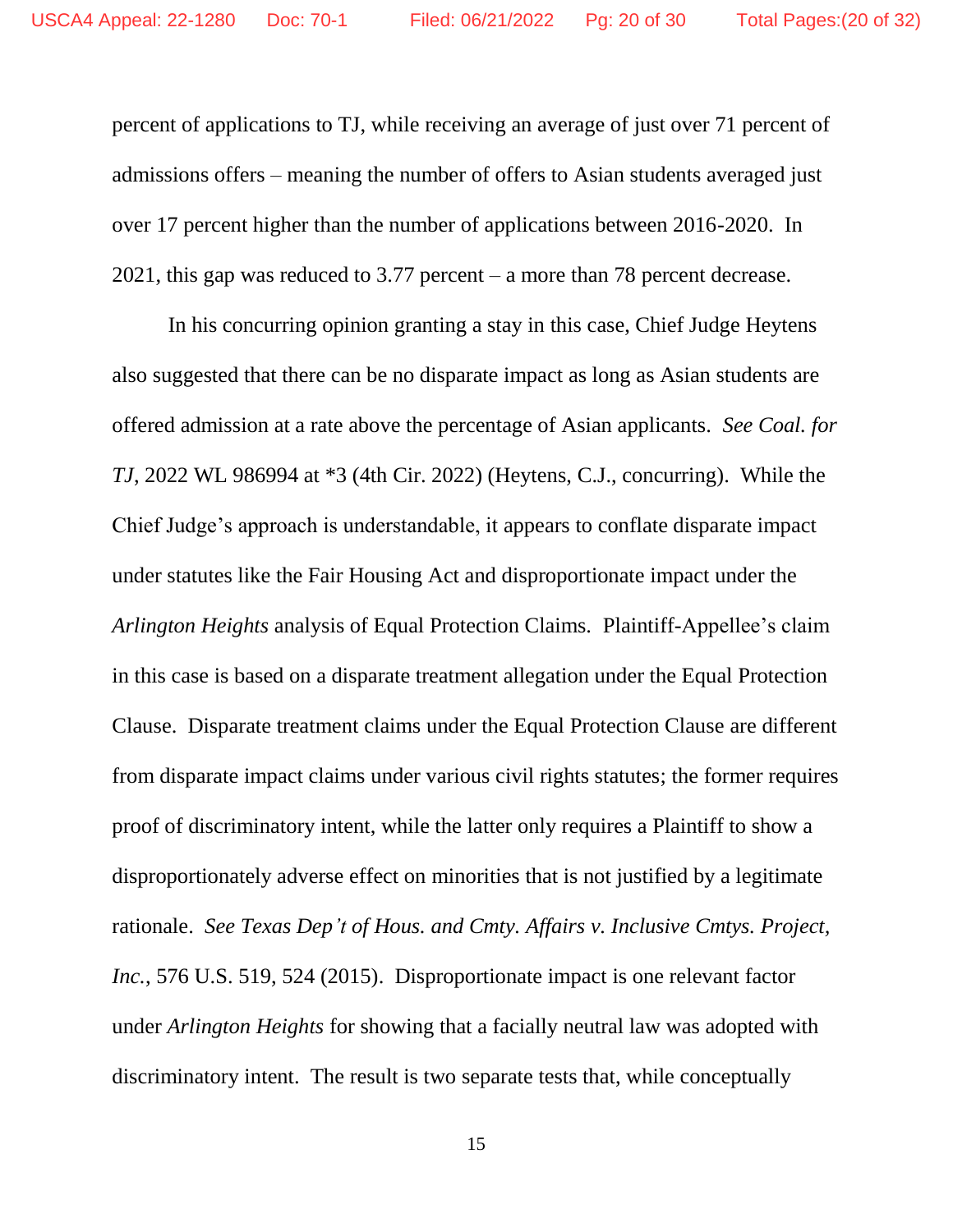percent of applications to TJ, while receiving an average of just over 71 percent of admissions offers – meaning the number of offers to Asian students averaged just over 17 percent higher than the number of applications between 2016-2020. In 2021, this gap was reduced to 3.77 percent – a more than 78 percent decrease.

In his concurring opinion granting a stay in this case, Chief Judge Heytens also suggested that there can be no disparate impact as long as Asian students are offered admission at a rate above the percentage of Asian applicants. *See Coal. for TJ*, 2022 WL 986994 at *3 (4th Cir. 2022) (Heytens, C.J., concurring). While the Chief Judge's approach is understandable, it appears to conflate disparate impact under statutes like the Fair Housing Act and disproportionate impact under the *Arlington Heights* analysis of Equal Protection Claims. Plaintiff-Appellee's claim in this case is based on a disparate treatment allegation under the Equal Protection Clause. Disparate treatment claims under the Equal Protection Clause are different from disparate impact claims under various civil rights statutes; the former requires proof of discriminatory intent, while the latter only requires a Plaintiff to show a disproportionately adverse effect on minorities that is not justified by a legitimate rationale. *See Texas Dep't of Hous. and Cmty. Affairs v. Inclusive Cmtys. Project, Inc.*, 576 U.S. 519, 524 (2015). Disproportionate impact is one relevant factor under *Arlington Heights* for showing that a facially neutral law was adopted with discriminatory intent. The result is two separate tests that, while conceptually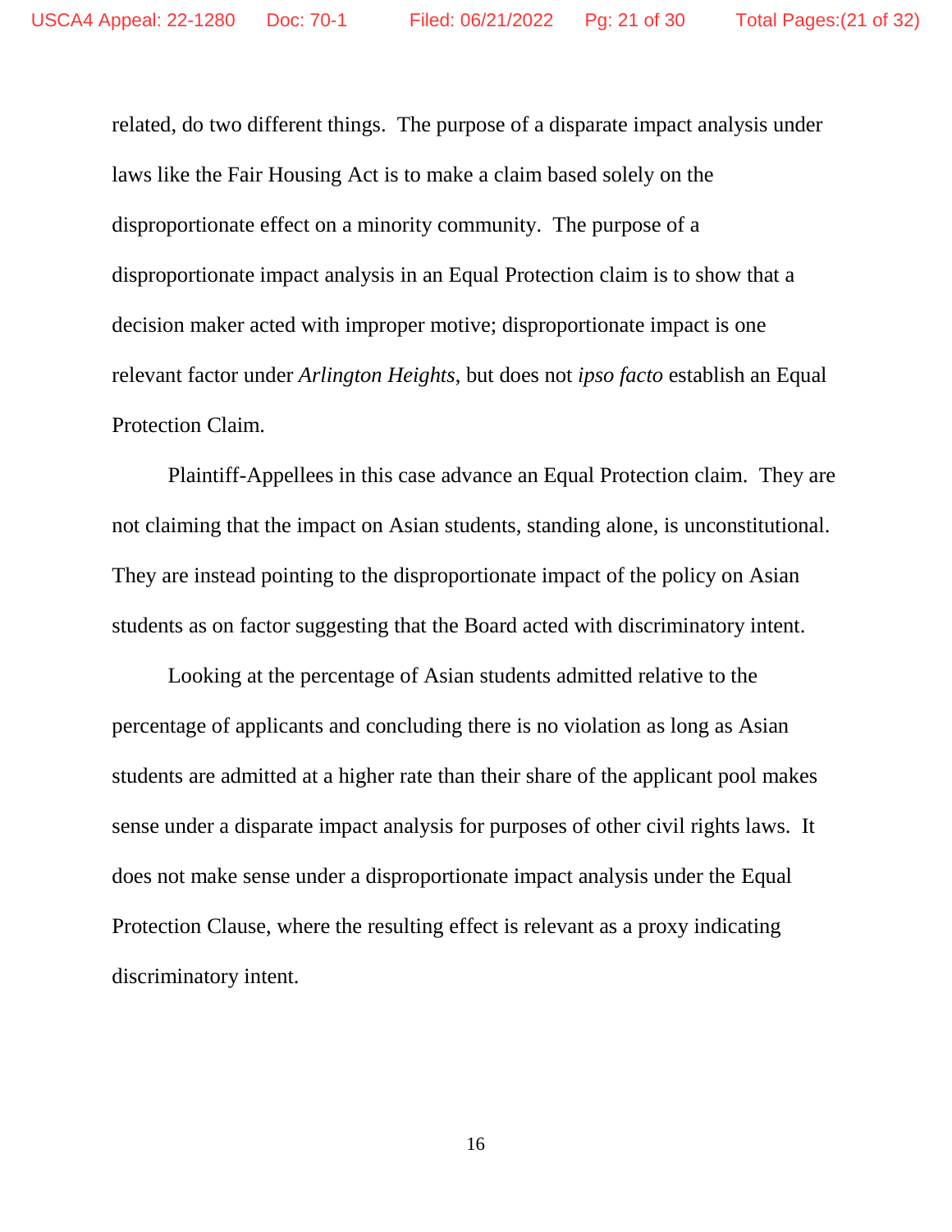related, do two different things. The purpose of a disparate impact analysis under laws like the Fair Housing Act is to make a claim based solely on the disproportionate effect on a minority community. The purpose of a disproportionate impact analysis in an Equal Protection claim is to show that a decision maker acted with improper motive; disproportionate impact is one relevant factor under *Arlington Heights*, but does not *ipso facto* establish an Equal Protection Claim.

Plaintiff-Appellees in this case advance an Equal Protection claim. They are not claiming that the impact on Asian students, standing alone, is unconstitutional. They are instead pointing to the disproportionate impact of the policy on Asian students as on factor suggesting that the Board acted with discriminatory intent.

Looking at the percentage of Asian students admitted relative to the percentage of applicants and concluding there is no violation as long as Asian students are admitted at a higher rate than their share of the applicant pool makes sense under a disparate impact analysis for purposes of other civil rights laws. It does not make sense under a disproportionate impact analysis under the Equal Protection Clause, where the resulting effect is relevant as a proxy indicating discriminatory intent.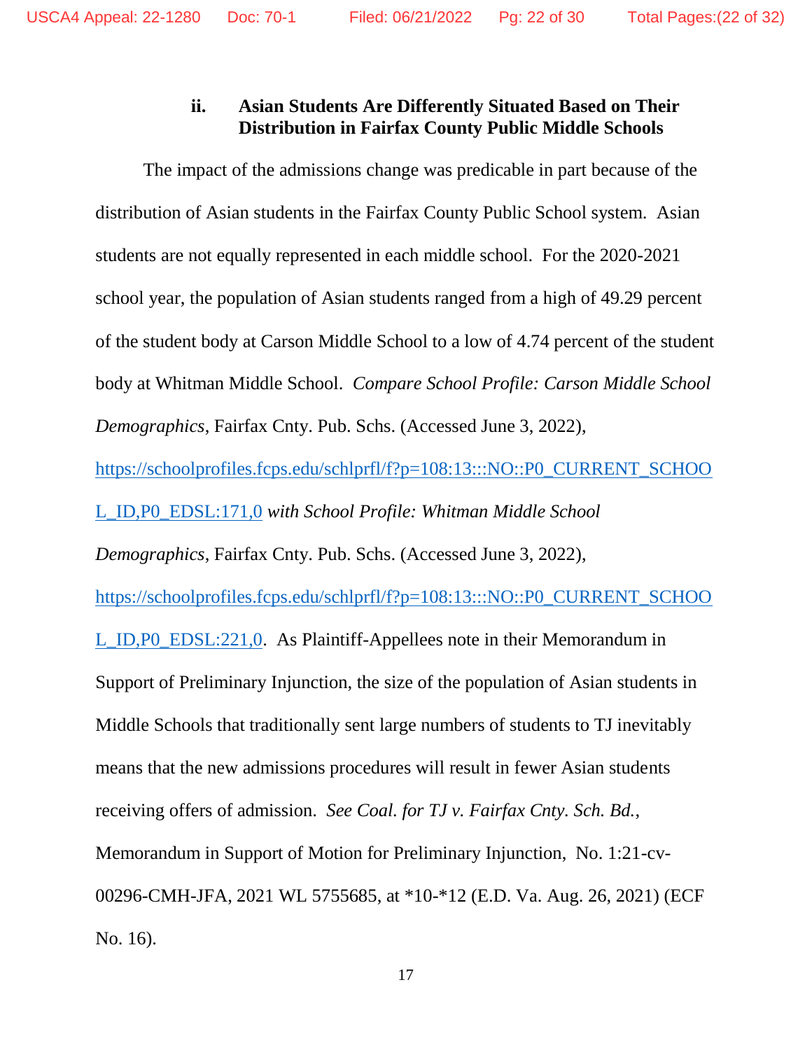### ii. Asian Students Are Differently Situated Based on Their Distribution in Fairfax County Public Middle Schools

The impact of the admissions change was predicable in part because of the distribution of Asian students in the Fairfax County Public School system. Asian students are not equally represented in each middle school. For the 2020-2021 school year, the population of Asian students ranged from a high of 49.29 percent of the student body at Carson Middle School to a low of 4.74 percent of the student body at Whitman Middle School. *Compare School Profile: Carson Middle School Demographics*, Fairfax Cnty. Pub. Schs. (Accessed June 3, 2022), https://schoolprofiles.fcps.edu/schlprfl/f?p=108:13:::NO::P0_CURRENT_SCHOOL_ID,P0_EDSL:171,0 *with School Profile: Whitman Middle School Demographics*, Fairfax Cnty. Pub. Schs. (Accessed June 3, 2022), https://schoolprofiles.fcps.edu/schlprfl/f?p=108:13:::NO::P0_CURRENT_SCHOOL_ID,P0_EDSL:221,0. As Plaintiff-Appellees note in their Memorandum in Support of Preliminary Injunction, the size of the population of Asian students in Middle Schools that traditionally sent large numbers of students to TJ inevitably means that the new admissions procedures will result in fewer Asian students receiving offers of admission. *See Coal. for TJ v. Fairfax Cnty. Sch. Bd.*, Memorandum in Support of Motion for Preliminary Injunction, No. 1:21-cv-00296-CMH-JFA, 2021 WL 5755685, at *10-*12 (E.D. Va. Aug. 26, 2021) (ECF No. 16).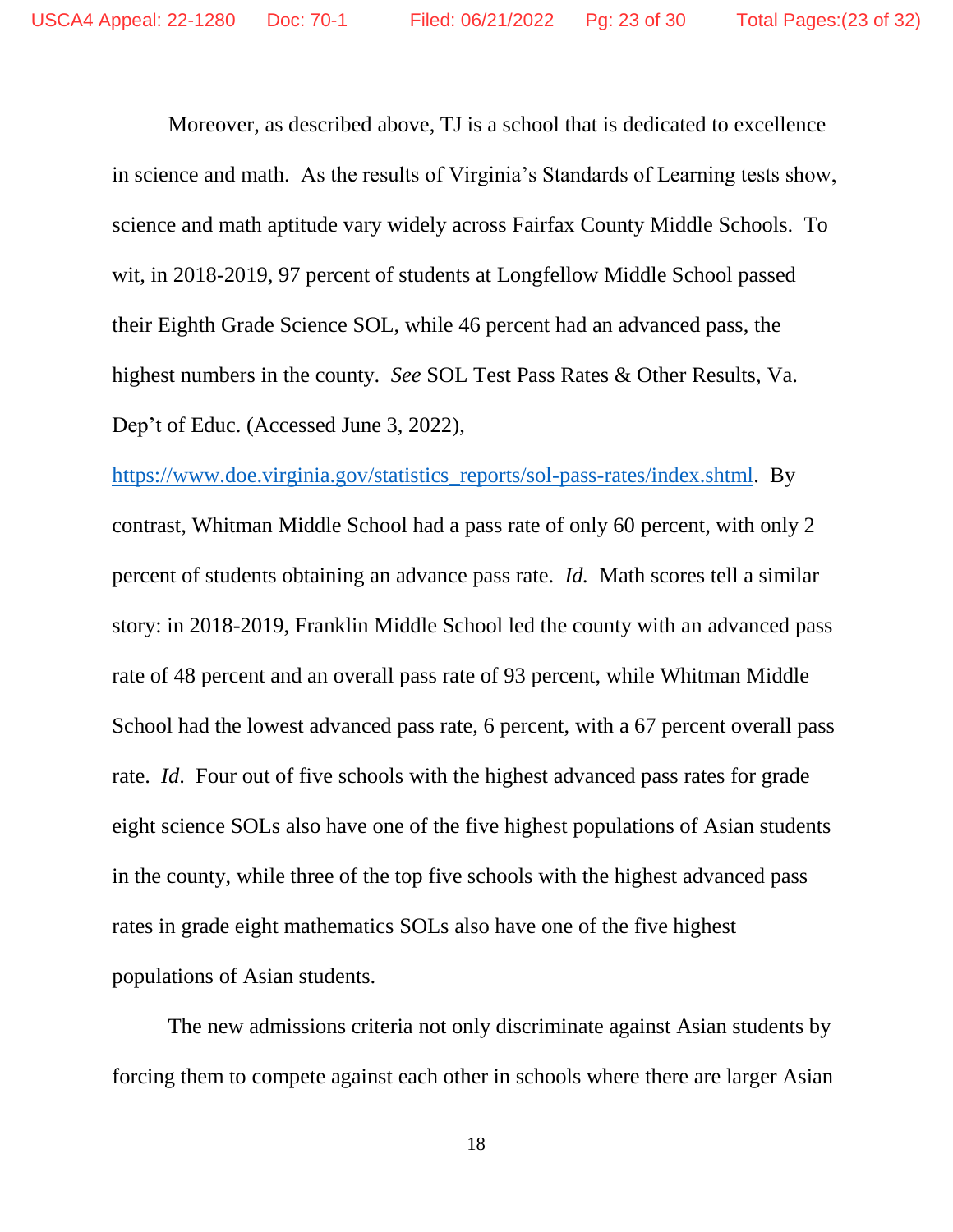Moreover, as described above, TJ is a school that is dedicated to excellence in science and math. As the results of Virginia's Standards of Learning tests show, science and math aptitude vary widely across Fairfax County Middle Schools. To wit, in 2018-2019, 97 percent of students at Longfellow Middle School passed their Eighth Grade Science SOL, while 46 percent had an advanced pass, the highest numbers in the county. *See* SOL Test Pass Rates & Other Results, Va. Dep't of Educ. (Accessed June 3, 2022), https://www.doe.virginia.gov/statistics_reports/sol-pass-rates/index.shtml. By contrast, Whitman Middle School had a pass rate of only 60 percent, with only 2 percent of students obtaining an advance pass rate. *Id.* Math scores tell a similar story: in 2018-2019, Franklin Middle School led the county with an advanced pass rate of 48 percent and an overall pass rate of 93 percent, while Whitman Middle School had the lowest advanced pass rate, 6 percent, with a 67 percent overall pass rate. *Id*. Four out of five schools with the highest advanced pass rates for grade eight science SOLs also have one of the five highest populations of Asian students in the county, while three of the top five schools with the highest advanced pass rates in grade eight mathematics SOLs also have one of the five highest populations of Asian students.

The new admissions criteria not only discriminate against Asian students by forcing them to compete against each other in schools where there are larger Asian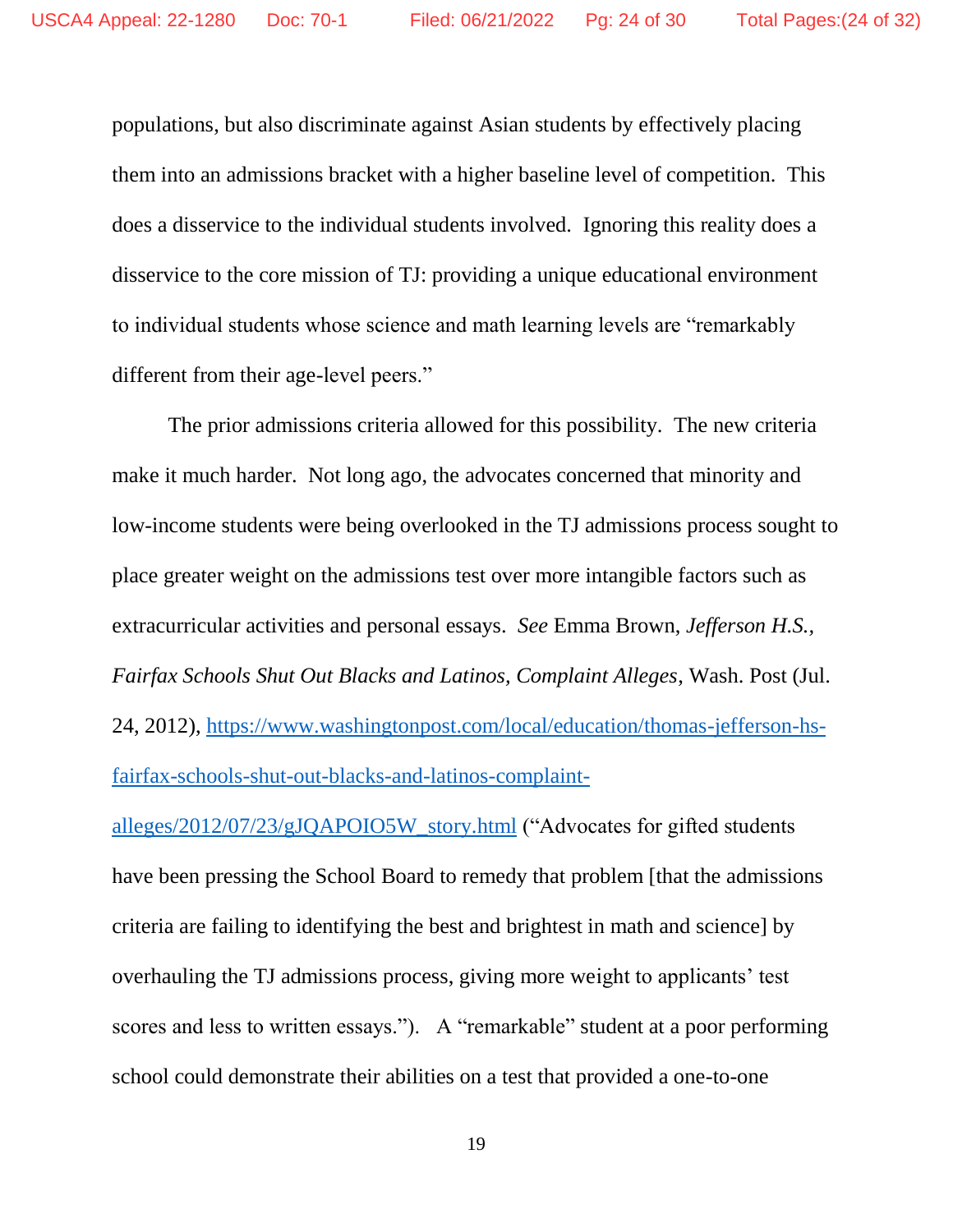populations, but also discriminate against Asian students by effectively placing them into an admissions bracket with a higher baseline level of competition. This does a disservice to the individual students involved. Ignoring this reality does a disservice to the core mission of TJ: providing a unique educational environment to individual students whose science and math learning levels are "remarkably different from their age-level peers."

The prior admissions criteria allowed for this possibility. The new criteria make it much harder. Not long ago, the advocates concerned that minority and low-income students were being overlooked in the TJ admissions process sought to place greater weight on the admissions test over more intangible factors such as extracurricular activities and personal essays. *See* Emma Brown, *Jefferson H.S., Fairfax Schools Shut Out Blacks and Latinos, Complaint Alleges*, Wash. Post (Jul. 24, 2012), [https://www.washingtonpost.com/local/education/thomas-jefferson-hs-fairfax-schools-shut-out-blacks-and-latinos-complaint-alleges/2012/07/23/gJQAPOIO5W_story.html](https://www.washingtonpost.com/local/education/thomas-jefferson-hs-fairfax-schools-shut-out-blacks-and-latinos-complaint-alleges/2012/07/23/gJQAPOIO5W_story.html) ("Advocates for gifted students have been pressing the School Board to remedy that problem [that the admissions criteria are failing to identifying the best and brightest in math and science] by overhauling the TJ admissions process, giving more weight to applicants' test scores and less to written essays."). A "remarkable" student at a poor performing school could demonstrate their abilities on a test that provided a one-to-one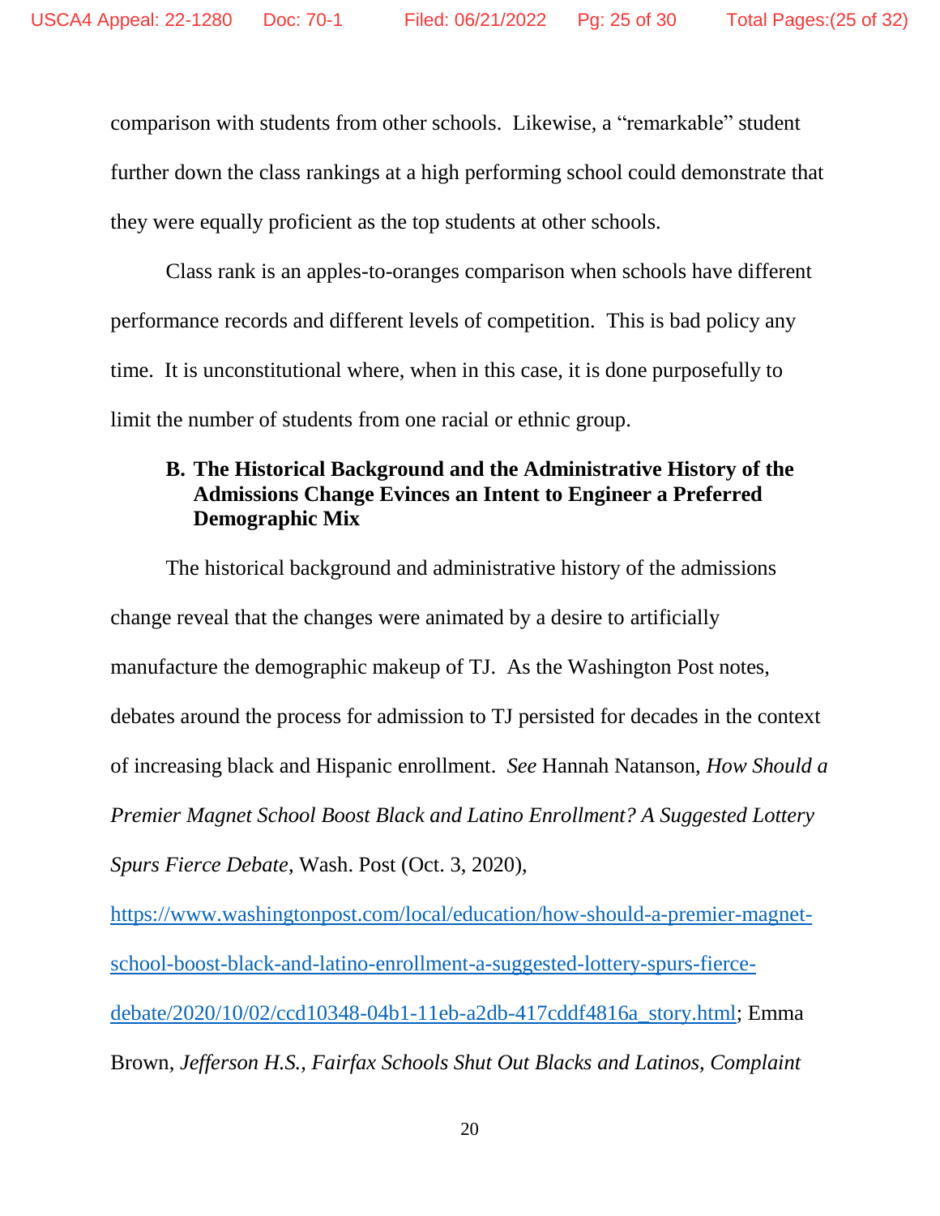comparison with students from other schools. Likewise, a "remarkable" student further down the class rankings at a high performing school could demonstrate that they were equally proficient as the top students at other schools.

Class rank is an apples-to-oranges comparison when schools have different performance records and different levels of competition. This is bad policy any time. It is unconstitutional where, when in this case, it is done purposefully to limit the number of students from one racial or ethnic group.

### B. The Historical Background and the Administrative History of the Admissions Change Evinces an Intent to Engineer a Preferred Demographic Mix

The historical background and administrative history of the admissions change reveal that the changes were animated by a desire to artificially manufacture the demographic makeup of TJ. As the Washington Post notes, debates around the process for admission to TJ persisted for decades in the context of increasing black and Hispanic enrollment. *See* Hannah Natanson, *How Should a Premier Magnet School Boost Black and Latino Enrollment? A Suggested Lottery Spurs Fierce Debate*, Wash. Post (Oct. 3, 2020), https://www.washingtonpost.com/local/education/how-should-a-premier-magnet-school-boost-black-and-latino-enrollment-a-suggested-lottery-spurs-fierce-debate/2020/10/02/ccd10348-04b1-11eb-a2db-417cddf4816a_story.html; Emma Brown, *Jefferson H.S., Fairfax Schools Shut Out Blacks and Latinos, Complaint*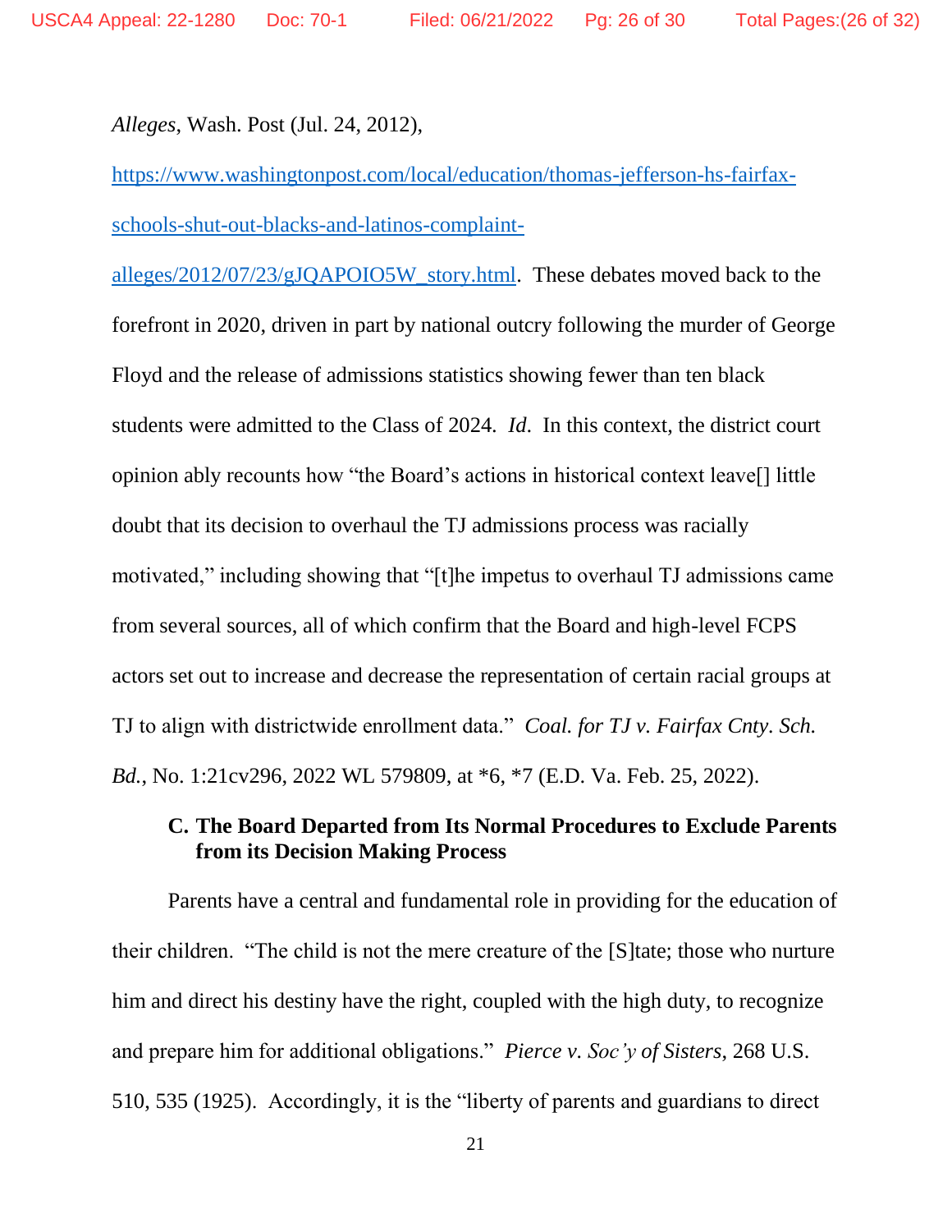*Alleges*, Wash. Post (Jul. 24, 2012), https://www.washingtonpost.com/local/education/thomas-jefferson-hs-fairfax-schools-shut-out-blacks-and-latinos-complaint-alleges/2012/07/23/gJQAPOIO5W_story.html. These debates moved back to the forefront in 2020, driven in part by national outcry following the murder of George Floyd and the release of admissions statistics showing fewer than ten black students were admitted to the Class of 2024. *Id*. In this context, the district court opinion ably recounts how "the Board's actions in historical context leave[] little doubt that its decision to overhaul the TJ admissions process was racially motivated," including showing that "[t]he impetus to overhaul TJ admissions came from several sources, all of which confirm that the Board and high-level FCPS actors set out to increase and decrease the representation of certain racial groups at TJ to align with districtwide enrollment data." *Coal. for TJ v. Fairfax Cnty. Sch. Bd.*, No. 1:21cv296, 2022 WL 579809, at *6, *7 (E.D. Va. Feb. 25, 2022).

### C. The Board Departed from Its Normal Procedures to Exclude Parents from its Decision Making Process

Parents have a central and fundamental role in providing for the education of their children. "The child is not the mere creature of the [S]tate; those who nurture him and direct his destiny have the right, coupled with the high duty, to recognize and prepare him for additional obligations." *Pierce v. Soc'y of Sisters*, 268 U.S. 510, 535 (1925). Accordingly, it is the "liberty of parents and guardians to direct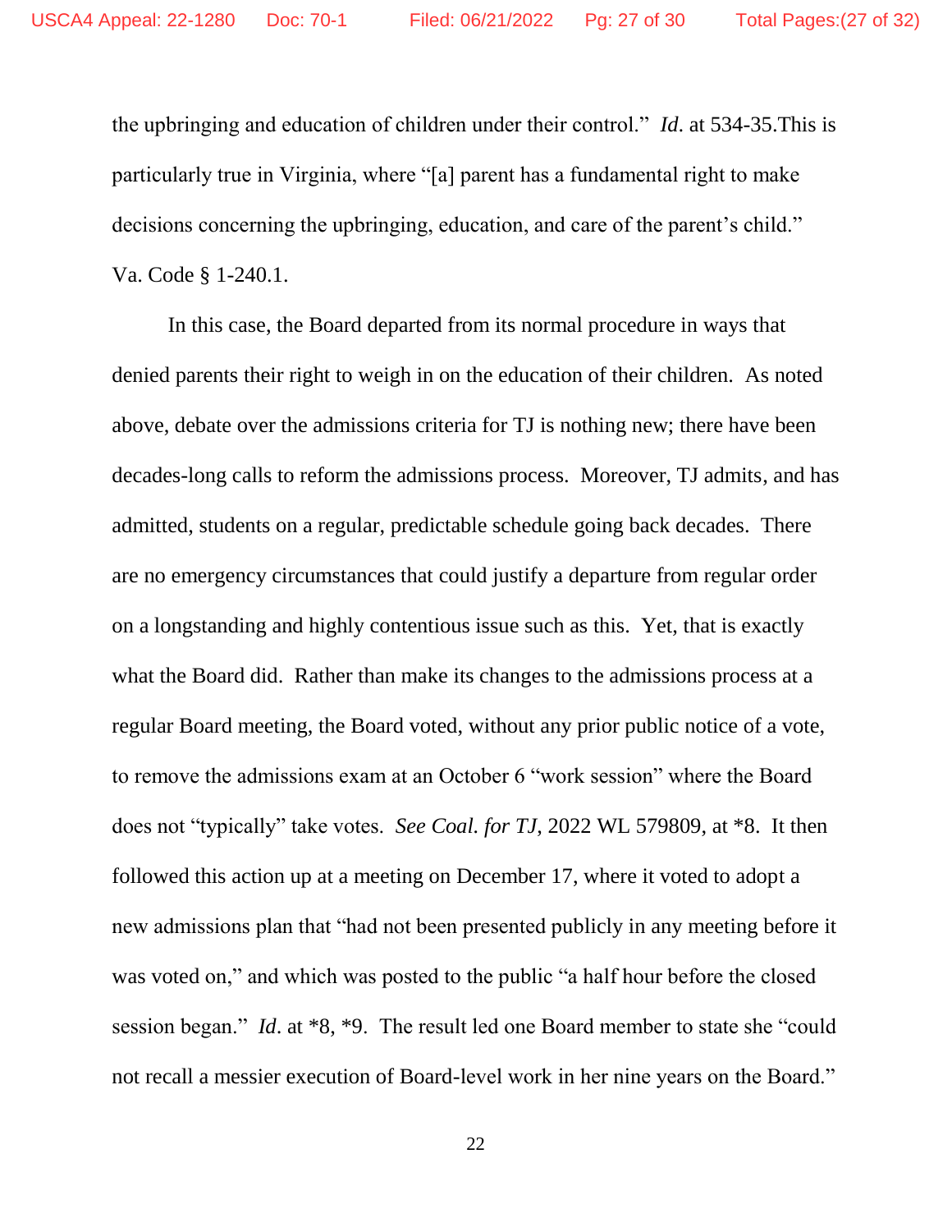the upbringing and education of children under their control." *Id*. at 534-35.This is particularly true in Virginia, where "[a] parent has a fundamental right to make decisions concerning the upbringing, education, and care of the parent's child." Va. Code § 1-240.1.

In this case, the Board departed from its normal procedure in ways that denied parents their right to weigh in on the education of their children. As noted above, debate over the admissions criteria for TJ is nothing new; there have been decades-long calls to reform the admissions process. Moreover, TJ admits, and has admitted, students on a regular, predictable schedule going back decades. There are no emergency circumstances that could justify a departure from regular order on a longstanding and highly contentious issue such as this. Yet, that is exactly what the Board did. Rather than make its changes to the admissions process at a regular Board meeting, the Board voted, without any prior public notice of a vote, to remove the admissions exam at an October 6 "work session" where the Board does not "typically" take votes. *See Coal. for TJ*, 2022 WL 579809, at *8. It then followed this action up at a meeting on December 17, where it voted to adopt a new admissions plan that "had not been presented publicly in any meeting before it was voted on," and which was posted to the public "a half hour before the closed session began." *Id*. at *8, *9. The result led one Board member to state she "could not recall a messier execution of Board-level work in her nine years on the Board."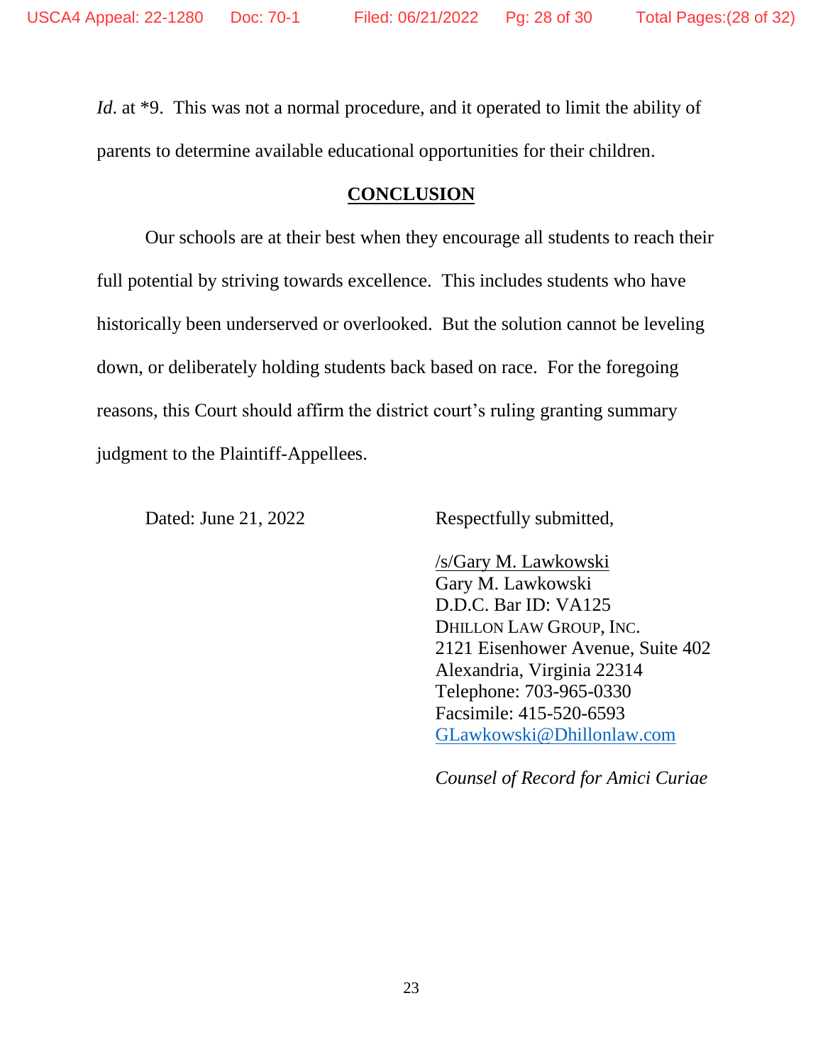*Id.* at *9. This was not a normal procedure, and it operated to limit the ability of parents to determine available educational opportunities for their children.

## CONCLUSION

Our schools are at their best when they encourage all students to reach their full potential by striving towards excellence. This includes students who have historically been underserved or overlooked. But the solution cannot be leveling down, or deliberately holding students back based on race. For the foregoing reasons, this Court should affirm the district court's ruling granting summary judgment to the Plaintiff-Appellees.

Dated: June 21, 2022

Respectfully submitted,

/s/Gary M. Lawkowski
Gary M. Lawkowski
D.D.C. Bar ID: VA125
DHILLON LAW GROUP, INC.
2121 Eisenhower Avenue, Suite 402
Alexandria, Virginia 22314
Telephone: 703-965-0330
Facsimile: 415-520-6593
GLawkowski@Dhillonlaw.com

*Counsel of Record for Amici Curiae*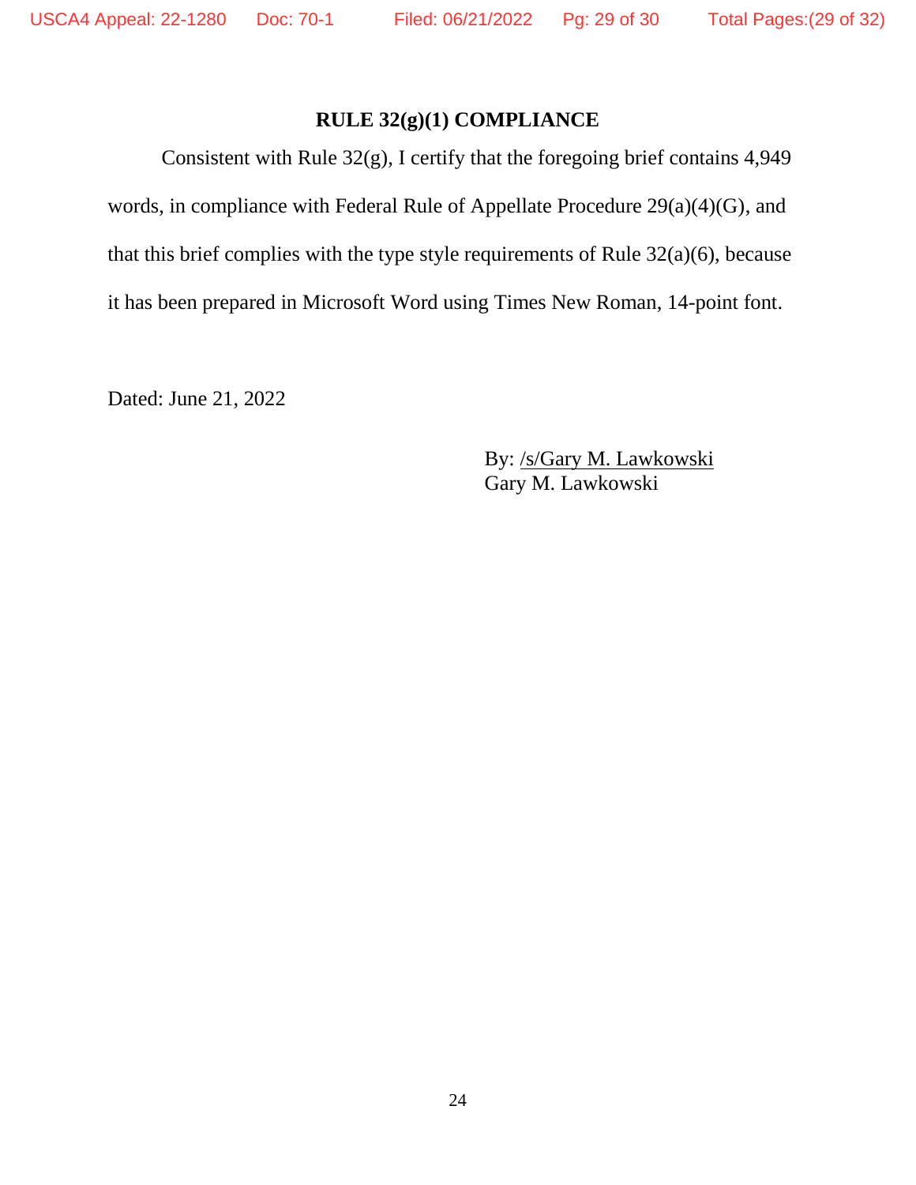## RULE 32(g)(1) COMPLIANCE

Consistent with Rule 32(g), I certify that the foregoing brief contains 4,949 words, in compliance with Federal Rule of Appellate Procedure 29(a)(4)(G), and that this brief complies with the type style requirements of Rule 32(a)(6), because it has been prepared in Microsoft Word using Times New Roman, 14-point font.

Dated: June 21, 2022

By: /s/Gary M. Lawkowski
Gary M. Lawkowski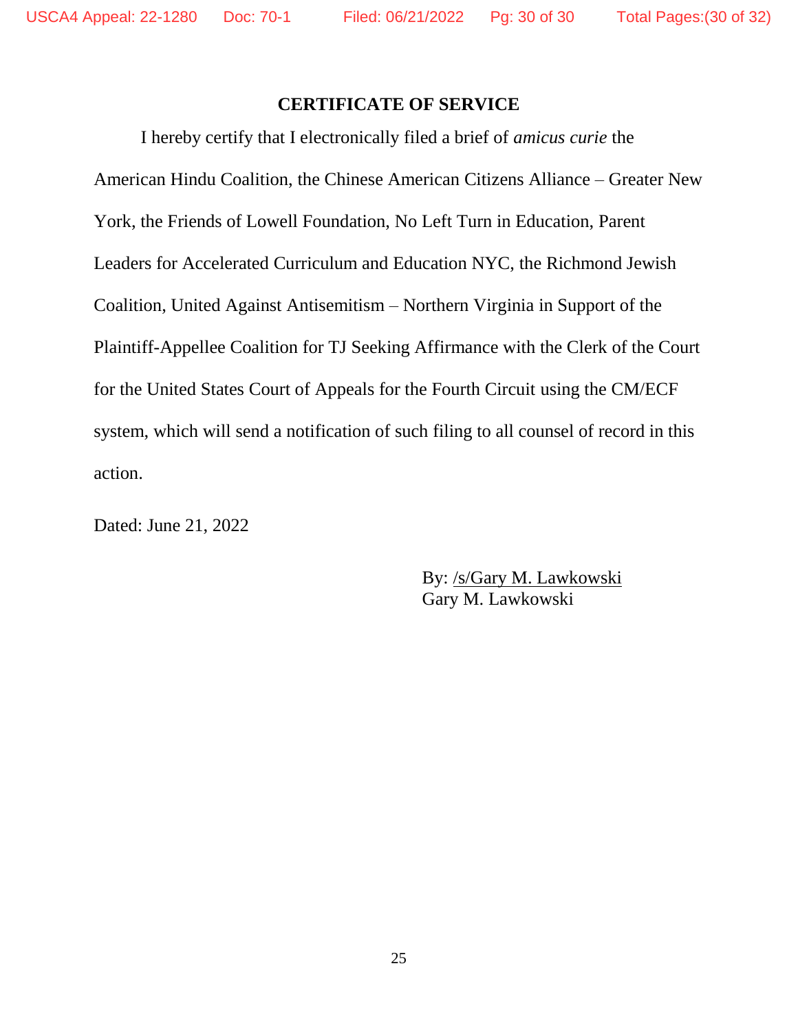## CERTIFICATE OF SERVICE

I hereby certify that I electronically filed a brief of *amicus curie* the American Hindu Coalition, the Chinese American Citizens Alliance – Greater New York, the Friends of Lowell Foundation, No Left Turn in Education, Parent Leaders for Accelerated Curriculum and Education NYC, the Richmond Jewish Coalition, United Against Antisemitism – Northern Virginia in Support of the Plaintiff-Appellee Coalition for TJ Seeking Affirmance with the Clerk of the Court for the United States Court of Appeals for the Fourth Circuit using the CM/ECF system, which will send a notification of such filing to all counsel of record in this action.

Dated: June 21, 2022

By: /s/Gary M. Lawkowski
Gary M. Lawkowski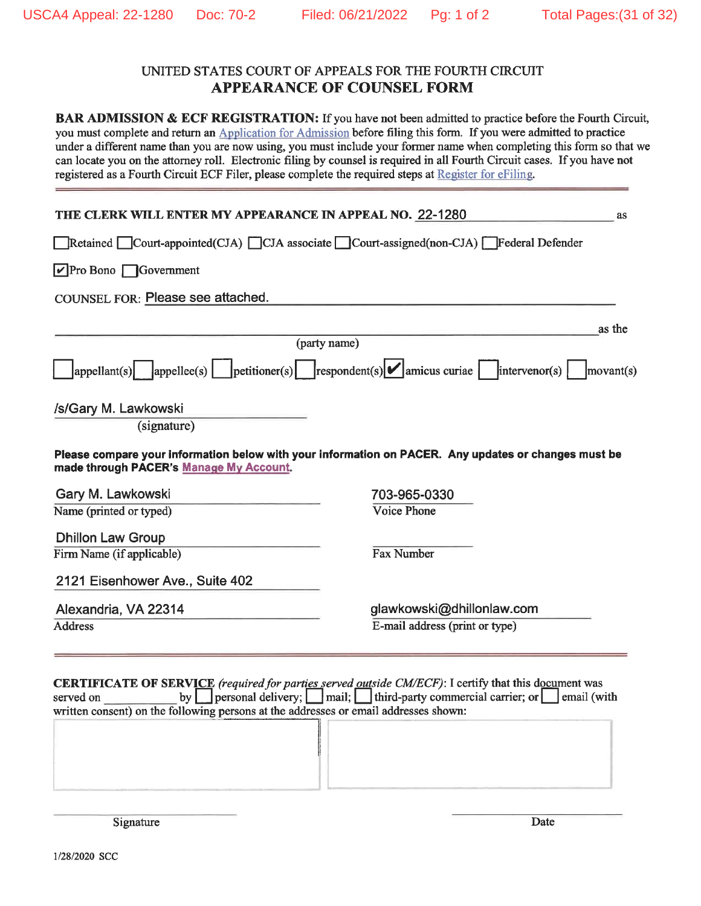UNITED STATES COURT OF APPEALS FOR THE FOURTH CIRCUIT

# APPEARANCE OF COUNSEL FORM

**BAR ADMISSION & ECF REGISTRATION:** If you have not been admitted to practice before the Fourth Circuit, you must complete and return an Application for Admission before filing this form. If you were admitted to practice under a different name than you are now using, you must include your former name when completing this form so that we can locate you on the attorney roll. Electronic filing by counsel is required in all Fourth Circuit cases. If you have not registered as a Fourth Circuit ECF Filer, please complete the required steps at Register for eFiling.

---

**THE CLERK WILL ENTER MY APPEARANCE IN APPEAL NO.** 22-1280 as

☐ Retained ☐ Court-appointed(CJA) ☐ CJA associate ☐ Court-assigned(non-CJA) ☐ Federal Defender

☑ Pro Bono ☐ Government

COUNSEL FOR: Please see attached.

_______________________________________________ as the
(party name)

☐ appellant(s) ☐ appellee(s) ☐ petitioner(s) ☐ respondent(s) ☑ amicus curiae ☐ intervenor(s) ☐ movant(s)

/s/Gary M. Lawkowski
(signature)

**Please compare your information below with your information on PACER. Any updates or changes must be made through PACER's Manage My Account.**

| | |
|---|---|
| Gary M. Lawkowski | 703-965-0330 |
| Name (printed or typed) | Voice Phone |
| Dhillon Law Group | |
| Firm Name (if applicable) | Fax Number |
| 2121 Eisenhower Ave., Suite 402 | |
| Alexandria, VA 22314 | glawkowski@dhillonlaw.com |
| Address | E-mail address (print or type) |

---

**CERTIFICATE OF SERVICE** *(required for parties served outside CM/ECF)*: I certify that this document was served on __________ by ☐ personal delivery; ☐ mail; ☐ third-party commercial carrier; or ☐ email (with written consent) on the following persons at the addresses or email addresses shown:

_______________________ _______________________
Signature Date

1/28/2020 SCC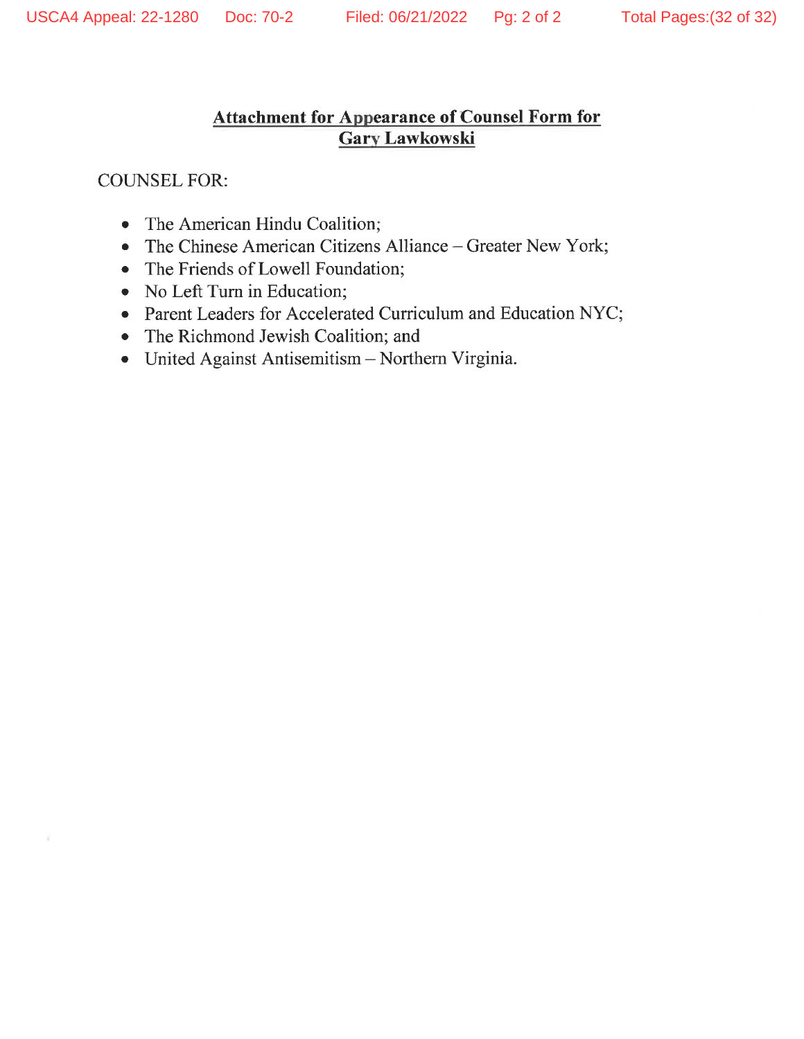# Attachment for Appearance of Counsel Form for Gary Lawkowski

COUNSEL FOR:

- The American Hindu Coalition;
- The Chinese American Citizens Alliance – Greater New York;
- The Friends of Lowell Foundation;
- No Left Turn in Education;
- Parent Leaders for Accelerated Curriculum and Education NYC;
- The Richmond Jewish Coalition; and
- United Against Antisemitism – Northern Virginia.